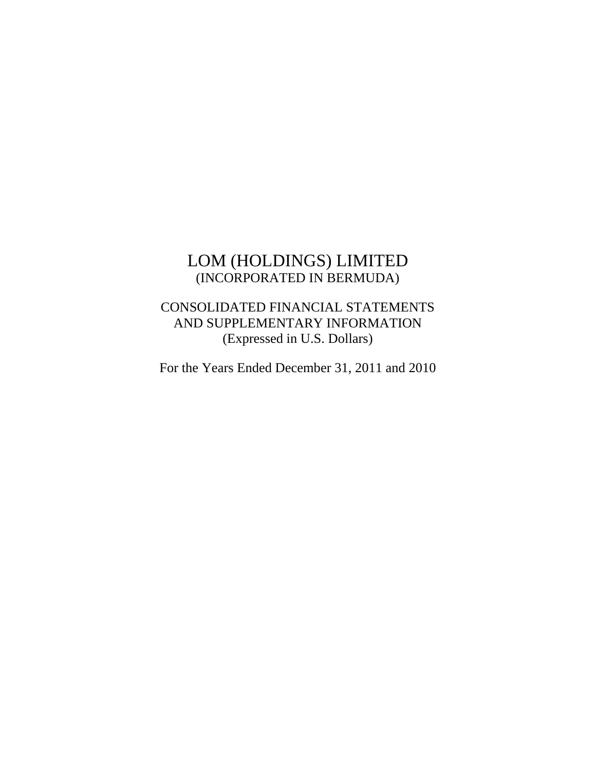# LOM (HOLDINGS) LIMITED

(INCORPORATED IN BERMUDA)

CONSOLIDATED FINANCIAL STATEMENTS
AND SUPPLEMENTARY INFORMATION
(Expressed in U.S. Dollars)

For the Years Ended December 31, 2011 and 2010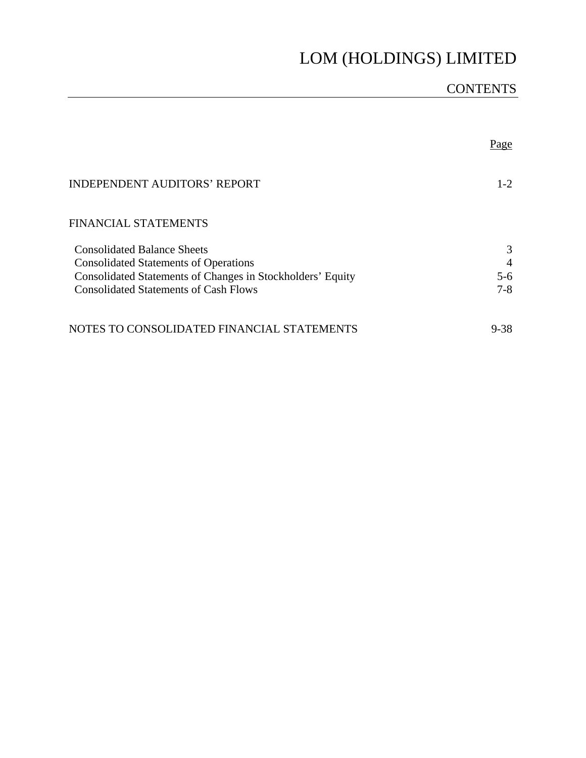# LOM (HOLDINGS) LIMITED

## CONTENTS

| | Page |
|---|---|
| INDEPENDENT AUDITORS' REPORT | 1-2 |
| FINANCIAL STATEMENTS | |
| Consolidated Balance Sheets | 3 |
| Consolidated Statements of Operations | 4 |
| Consolidated Statements of Changes in Stockholders' Equity | 5-6 |
| Consolidated Statements of Cash Flows | 7-8 |
| NOTES TO CONSOLIDATED FINANCIAL STATEMENTS | 9-38 |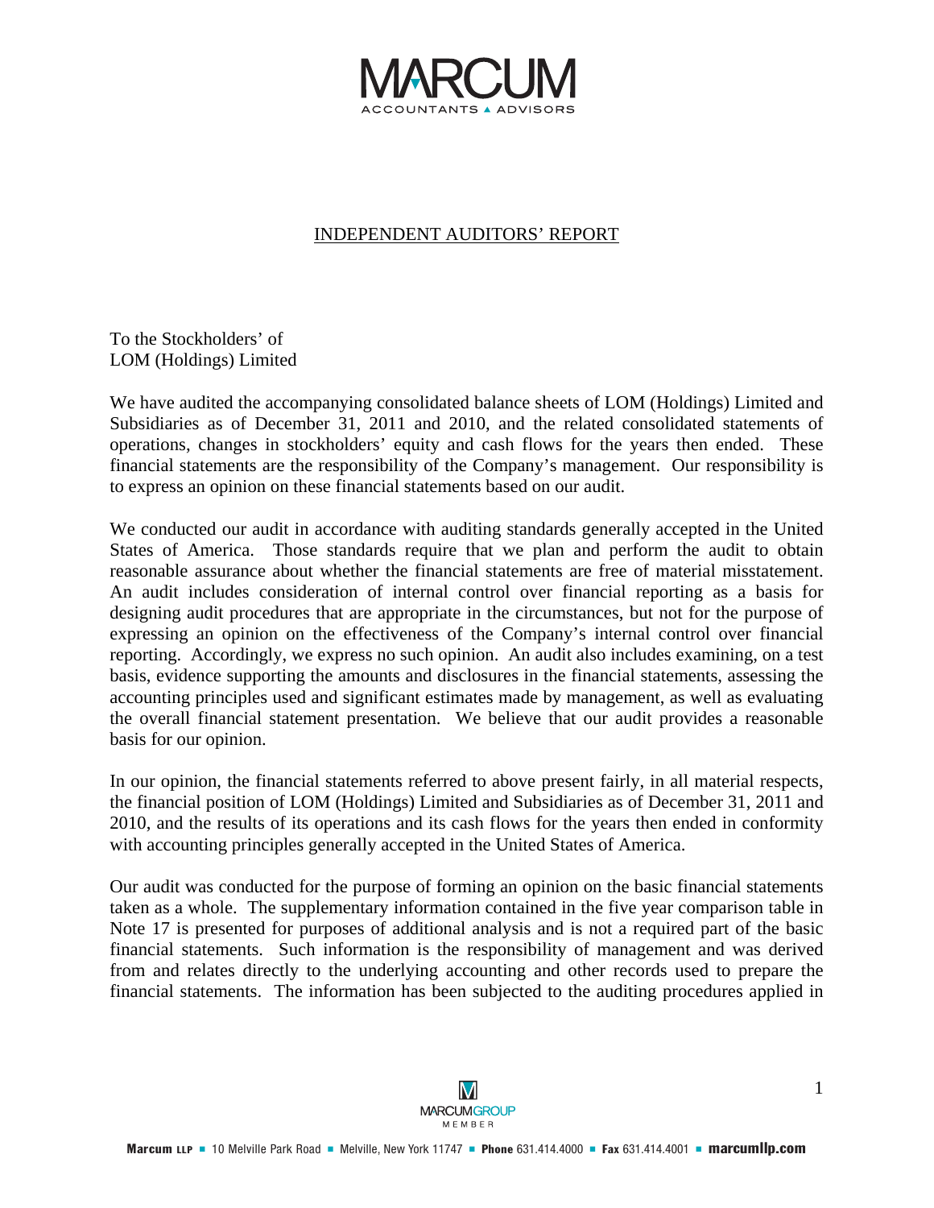# MARCUM
ACCOUNTANTS ▲ ADVISORS

## INDEPENDENT AUDITORS' REPORT

To the Stockholders' of
LOM (Holdings) Limited

We have audited the accompanying consolidated balance sheets of LOM (Holdings) Limited and Subsidiaries as of December 31, 2011 and 2010, and the related consolidated statements of operations, changes in stockholders' equity and cash flows for the years then ended. These financial statements are the responsibility of the Company's management. Our responsibility is to express an opinion on these financial statements based on our audit.

We conducted our audit in accordance with auditing standards generally accepted in the United States of America. Those standards require that we plan and perform the audit to obtain reasonable assurance about whether the financial statements are free of material misstatement. An audit includes consideration of internal control over financial reporting as a basis for designing audit procedures that are appropriate in the circumstances, but not for the purpose of expressing an opinion on the effectiveness of the Company's internal control over financial reporting. Accordingly, we express no such opinion. An audit also includes examining, on a test basis, evidence supporting the amounts and disclosures in the financial statements, assessing the accounting principles used and significant estimates made by management, as well as evaluating the overall financial statement presentation. We believe that our audit provides a reasonable basis for our opinion.

In our opinion, the financial statements referred to above present fairly, in all material respects, the financial position of LOM (Holdings) Limited and Subsidiaries as of December 31, 2011 and 2010, and the results of its operations and its cash flows for the years then ended in conformity with accounting principles generally accepted in the United States of America.

Our audit was conducted for the purpose of forming an opinion on the basic financial statements taken as a whole. The supplementary information contained in the five year comparison table in Note 17 is presented for purposes of additional analysis and is not a required part of the basic financial statements. Such information is the responsibility of management and was derived from and relates directly to the underlying accounting and other records used to prepare the financial statements. The information has been subjected to the auditing procedures applied in

MARCUMGROUP MEMBER

**Marcum LLP** ■ 10 Melville Park Road ■ Melville, New York 11747 ■ **Phone** 631.414.4000 ■ **Fax** 631.414.4001 ■ **marcumllp.com**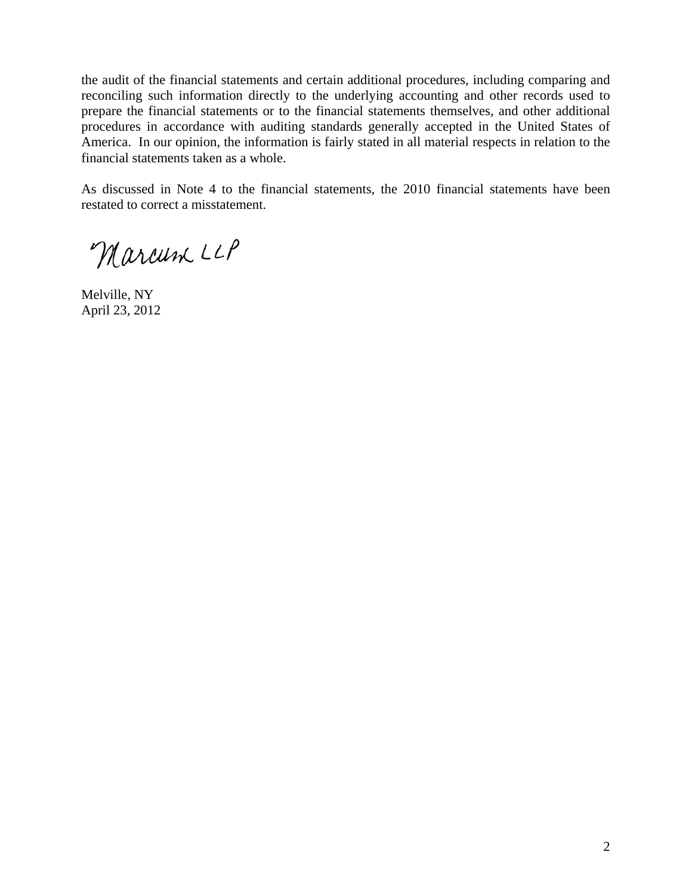the audit of the financial statements and certain additional procedures, including comparing and reconciling such information directly to the underlying accounting and other records used to prepare the financial statements or to the financial statements themselves, and other additional procedures in accordance with auditing standards generally accepted in the United States of America. In our opinion, the information is fairly stated in all material respects in relation to the financial statements taken as a whole.

As discussed in Note 4 to the financial statements, the 2010 financial statements have been restated to correct a misstatement.

Marcum LLP

Melville, NY
April 23, 2012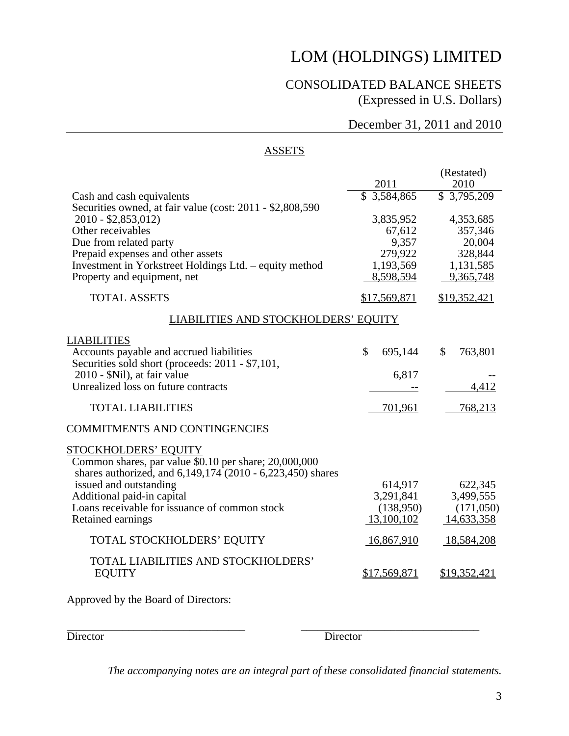# LOM (HOLDINGS) LIMITED

## CONSOLIDATED BALANCE SHEETS
(Expressed in U.S. Dollars)

December 31, 2011 and 2010

### ASSETS

| | 2011 | (Restated) 2010 |
|---|---|---|
| Cash and cash equivalents | $ 3,584,865 | $ 3,795,209 |
| Securities owned, at fair value (cost: 2011 - $2,808,590 2010 - $2,853,012) | 3,835,952 | 4,353,685 |
| Other receivables | 67,612 | 357,346 |
| Due from related party | 9,357 | 20,004 |
| Prepaid expenses and other assets | 279,922 | 328,844 |
| Investment in Yorkstreet Holdings Ltd. – equity method | 1,193,569 | 1,131,585 |
| Property and equipment, net | 8,598,594 | 9,365,748 |
| TOTAL ASSETS | $17,569,871 | $19,352,421 |

### LIABILITIES AND STOCKHOLDERS' EQUITY

| | 2011 | 2010 |
|---|---|---|
| **LIABILITIES** | | |
| Accounts payable and accrued liabilities | $ 695,144 | $ 763,801 |
| Securities sold short (proceeds: 2011 - $7,101, 2010 - $Nil), at fair value | 6,817 | -- |
| Unrealized loss on future contracts | -- | 4,412 |
| TOTAL LIABILITIES | 701,961 | 768,213 |
| **COMMITMENTS AND CONTINGENCIES** | | |
| **STOCKHOLDERS' EQUITY** | | |
| Common shares, par value $0.10 per share; 20,000,000 shares authorized, and 6,149,174 (2010 - 6,223,450) shares issued and outstanding | 614,917 | 622,345 |
| Additional paid-in capital | 3,291,841 | 3,499,555 |
| Loans receivable for issuance of common stock | (138,950) | (171,050) |
| Retained earnings | 13,100,102 | 14,633,358 |
| TOTAL STOCKHOLDERS' EQUITY | 16,867,910 | 18,584,208 |
| TOTAL LIABILITIES AND STOCKHOLDERS' EQUITY | $17,569,871 | $19,352,421 |

Approved by the Board of Directors:

\_\_\_\_\_\_\_\_\_\_\_\_\_\_\_\_\_\_\_\_\_\_\_\_\_\_\_\_ Director

\_\_\_\_\_\_\_\_\_\_\_\_\_\_\_\_\_\_\_\_\_\_\_\_\_\_\_\_ Director

*The accompanying notes are an integral part of these consolidated financial statements.*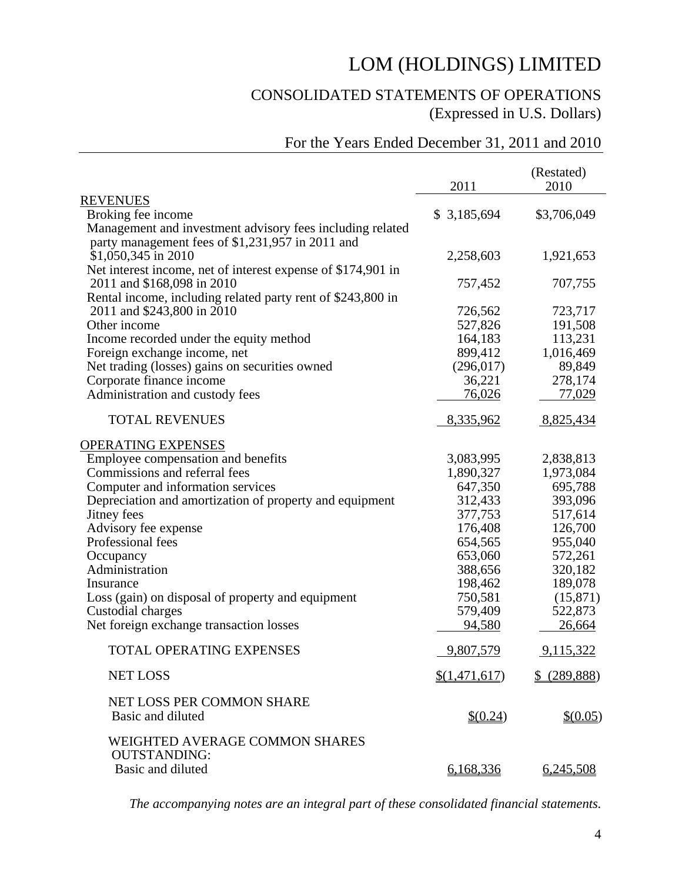# LOM (HOLDINGS) LIMITED

## CONSOLIDATED STATEMENTS OF OPERATIONS
(Expressed in U.S. Dollars)

### For the Years Ended December 31, 2011 and 2010

| | 2011 | (Restated) 2010 |
|---|---|---|
| REVENUES | | |
| Broking fee income | $ 3,185,694 | $3,706,049 |
| Management and investment advisory fees including related party management fees of $1,231,957 in 2011 and $1,050,345 in 2010 | 2,258,603 | 1,921,653 |
| Net interest income, net of interest expense of $174,901 in 2011 and $168,098 in 2010 | 757,452 | 707,755 |
| Rental income, including related party rent of $243,800 in 2011 and $243,800 in 2010 | 726,562 | 723,717 |
| Other income | 527,826 | 191,508 |
| Income recorded under the equity method | 164,183 | 113,231 |
| Foreign exchange income, net | 899,412 | 1,016,469 |
| Net trading (losses) gains on securities owned | (296,017) | 89,849 |
| Corporate finance income | 36,221 | 278,174 |
| Administration and custody fees | 76,026 | 77,029 |
| TOTAL REVENUES | 8,335,962 | 8,825,434 |
| OPERATING EXPENSES | | |
| Employee compensation and benefits | 3,083,995 | 2,838,813 |
| Commissions and referral fees | 1,890,327 | 1,973,084 |
| Computer and information services | 647,350 | 695,788 |
| Depreciation and amortization of property and equipment | 312,433 | 393,096 |
| Jitney fees | 377,753 | 517,614 |
| Advisory fee expense | 176,408 | 126,700 |
| Professional fees | 654,565 | 955,040 |
| Occupancy | 653,060 | 572,261 |
| Administration | 388,656 | 320,182 |
| Insurance | 198,462 | 189,078 |
| Loss (gain) on disposal of property and equipment | 750,581 | (15,871) |
| Custodial charges | 579,409 | 522,873 |
| Net foreign exchange transaction losses | 94,580 | 26,664 |
| TOTAL OPERATING EXPENSES | 9,807,579 | 9,115,322 |
| NET LOSS | $(1,471,617) | $ (289,888) |
| NET LOSS PER COMMON SHARE | | |
| Basic and diluted | $(0.24) | $(0.05) |
| WEIGHTED AVERAGE COMMON SHARES OUTSTANDING: | | |
| Basic and diluted | 6,168,336 | 6,245,508 |

*The accompanying notes are an integral part of these consolidated financial statements.*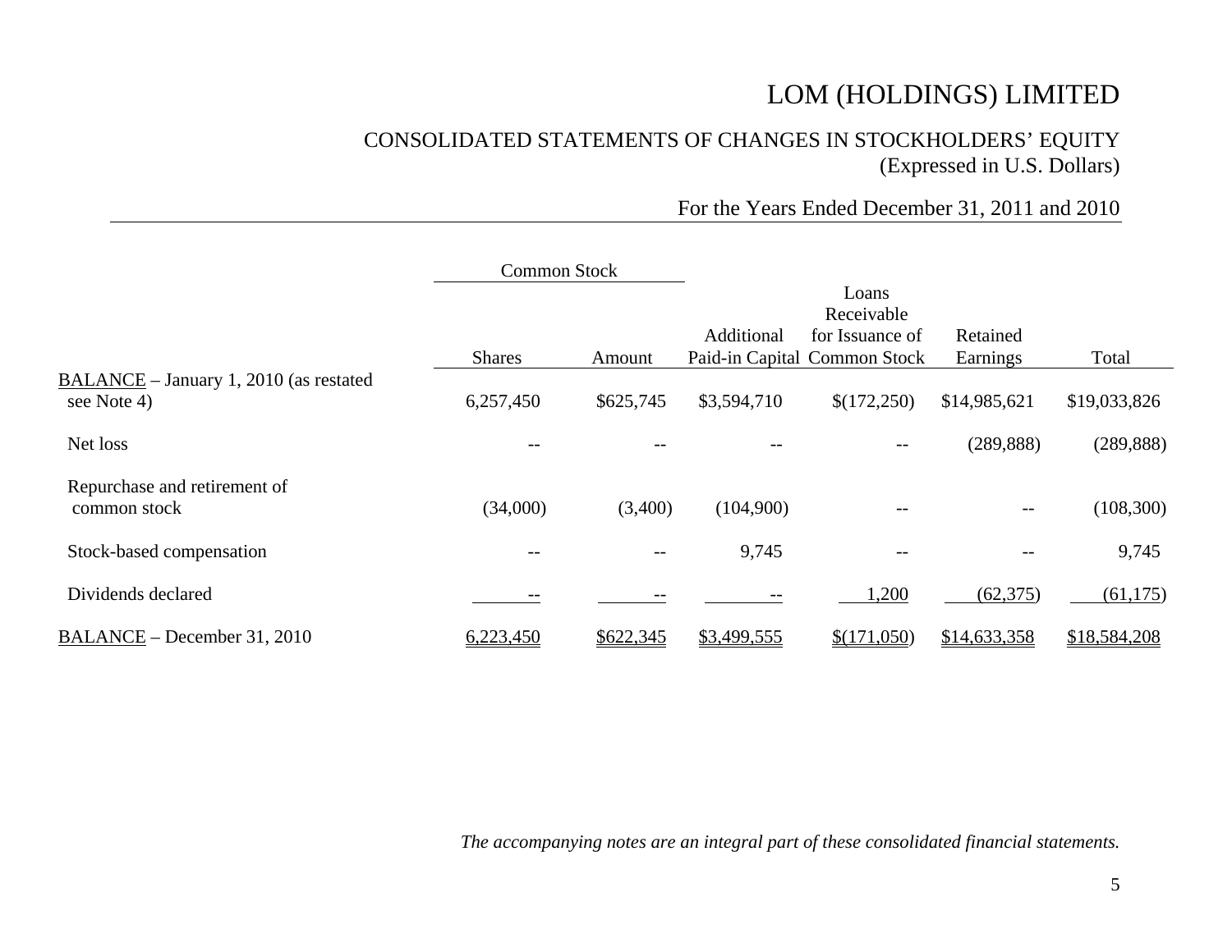# LOM (HOLDINGS) LIMITED

## CONSOLIDATED STATEMENTS OF CHANGES IN STOCKHOLDERS' EQUITY

(Expressed in U.S. Dollars)

For the Years Ended December 31, 2011 and 2010

| | Common Stock | | | | | |
|---|---|---|---|---|---|---|
| | Shares | Amount | Additional Paid-in Capital | Loans Receivable for Issuance of Common Stock | Retained Earnings | Total |
| BALANCE – January 1, 2010 (as restated see Note 4) | 6,257,450 | $625,745 | $3,594,710 | $(172,250) | $14,985,621 | $19,033,826 |
| Net loss | -- | -- | -- | -- | (289,888) | (289,888) |
| Repurchase and retirement of common stock | (34,000) | (3,400) | (104,900) | -- | -- | (108,300) |
| Stock-based compensation | -- | -- | 9,745 | -- | -- | 9,745 |
| Dividends declared | -- | -- | -- | 1,200 | (62,375) | (61,175) |
| BALANCE – December 31, 2010 | 6,223,450 | $622,345 | $3,499,555 | $(171,050) | $14,633,358 | $18,584,208 |

*The accompanying notes are an integral part of these consolidated financial statements.*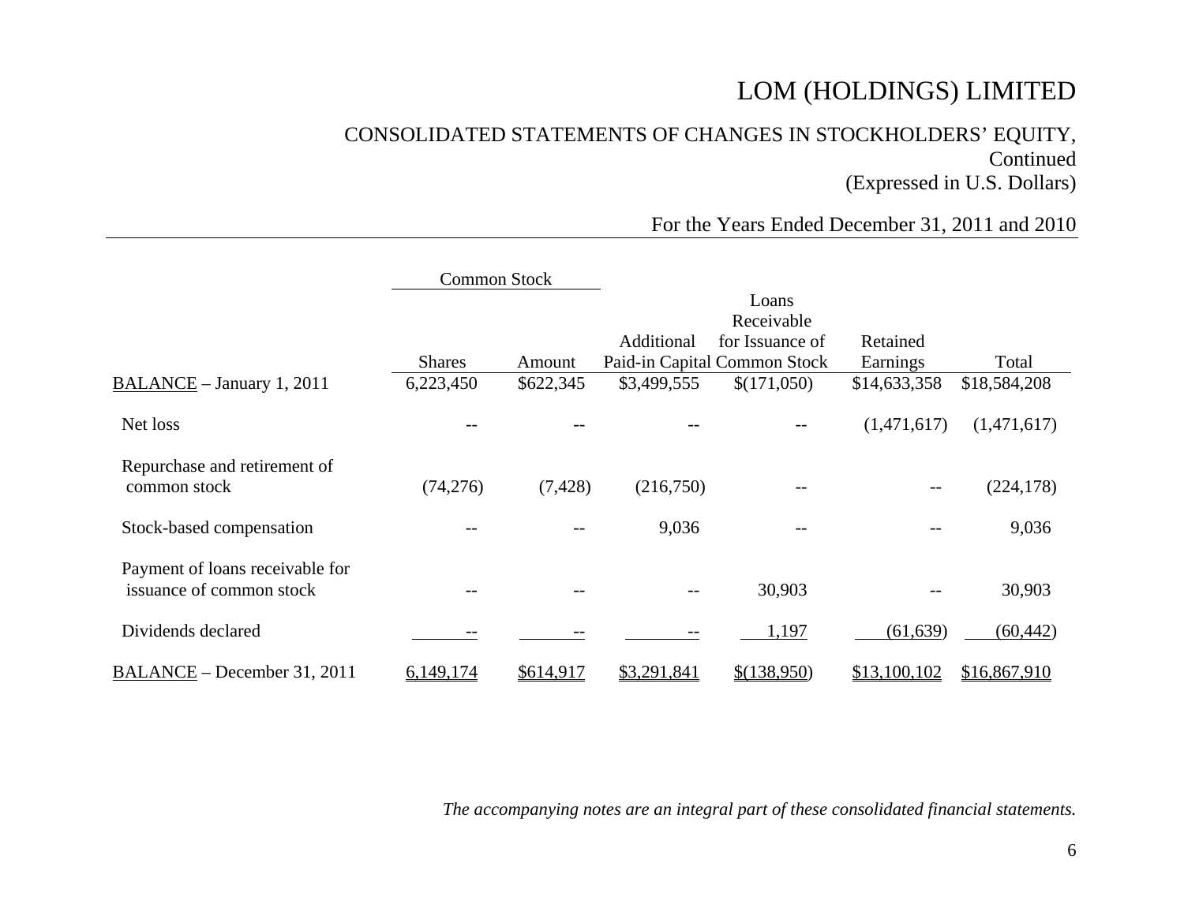# LOM (HOLDINGS) LIMITED

## CONSOLIDATED STATEMENTS OF CHANGES IN STOCKHOLDERS' EQUITY, Continued

(Expressed in U.S. Dollars)

For the Years Ended December 31, 2011 and 2010

| | Common Stock | | | | | |
|---|---|---|---|---|---|---|
| | Shares | Amount | Additional Paid-in Capital | Loans Receivable for Issuance of Common Stock | Retained Earnings | Total |
| BALANCE – January 1, 2011 | 6,223,450 | $622,345 | $3,499,555 | $(171,050) | $14,633,358 | $18,584,208 |
| Net loss | -- | -- | -- | -- | (1,471,617) | (1,471,617) |
| Repurchase and retirement of common stock | (74,276) | (7,428) | (216,750) | -- | -- | (224,178) |
| Stock-based compensation | -- | -- | 9,036 | -- | -- | 9,036 |
| Payment of loans receivable for issuance of common stock | -- | -- | -- | 30,903 | -- | 30,903 |
| Dividends declared | -- | -- | -- | 1,197 | (61,639) | (60,442) |
| BALANCE – December 31, 2011 | 6,149,174 | $614,917 | $3,291,841 | $(138,950) | $13,100,102 | $16,867,910 |

*The accompanying notes are an integral part of these consolidated financial statements.*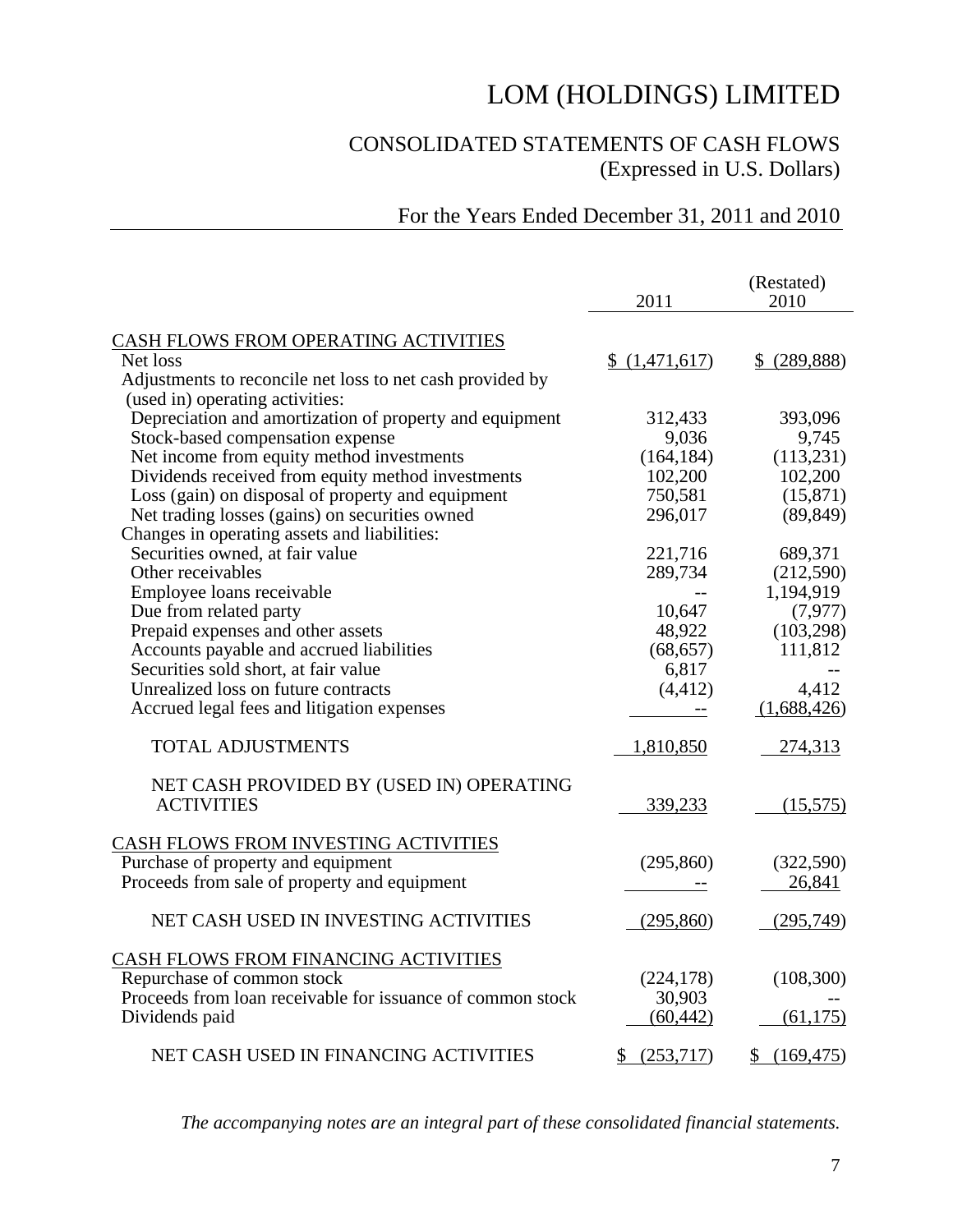# LOM (HOLDINGS) LIMITED

## CONSOLIDATED STATEMENTS OF CASH FLOWS
(Expressed in U.S. Dollars)

### For the Years Ended December 31, 2011 and 2010

| | 2011 | (Restated) 2010 |
|---|---|---|
| CASH FLOWS FROM OPERATING ACTIVITIES | | |
| Net loss | $ (1,471,617) | $ (289,888) |
| Adjustments to reconcile net loss to net cash provided by (used in) operating activities: | | |
| Depreciation and amortization of property and equipment | 312,433 | 393,096 |
| Stock-based compensation expense | 9,036 | 9,745 |
| Net income from equity method investments | (164,184) | (113,231) |
| Dividends received from equity method investments | 102,200 | 102,200 |
| Loss (gain) on disposal of property and equipment | 750,581 | (15,871) |
| Net trading losses (gains) on securities owned | 296,017 | (89,849) |
| Changes in operating assets and liabilities: | | |
| Securities owned, at fair value | 221,716 | 689,371 |
| Other receivables | 289,734 | (212,590) |
| Employee loans receivable | -- | 1,194,919 |
| Due from related party | 10,647 | (7,977) |
| Prepaid expenses and other assets | 48,922 | (103,298) |
| Accounts payable and accrued liabilities | (68,657) | 111,812 |
| Securities sold short, at fair value | 6,817 | -- |
| Unrealized loss on future contracts | (4,412) | 4,412 |
| Accrued legal fees and litigation expenses | -- | (1,688,426) |
| TOTAL ADJUSTMENTS | 1,810,850 | 274,313 |
| NET CASH PROVIDED BY (USED IN) OPERATING ACTIVITIES | 339,233 | (15,575) |
| CASH FLOWS FROM INVESTING ACTIVITIES | | |
| Purchase of property and equipment | (295,860) | (322,590) |
| Proceeds from sale of property and equipment | -- | 26,841 |
| NET CASH USED IN INVESTING ACTIVITIES | (295,860) | (295,749) |
| CASH FLOWS FROM FINANCING ACTIVITIES | | |
| Repurchase of common stock | (224,178) | (108,300) |
| Proceeds from loan receivable for issuance of common stock | 30,903 | -- |
| Dividends paid | (60,442) | (61,175) |
| NET CASH USED IN FINANCING ACTIVITIES | $ (253,717) | $ (169,475) |

*The accompanying notes are an integral part of these consolidated financial statements.*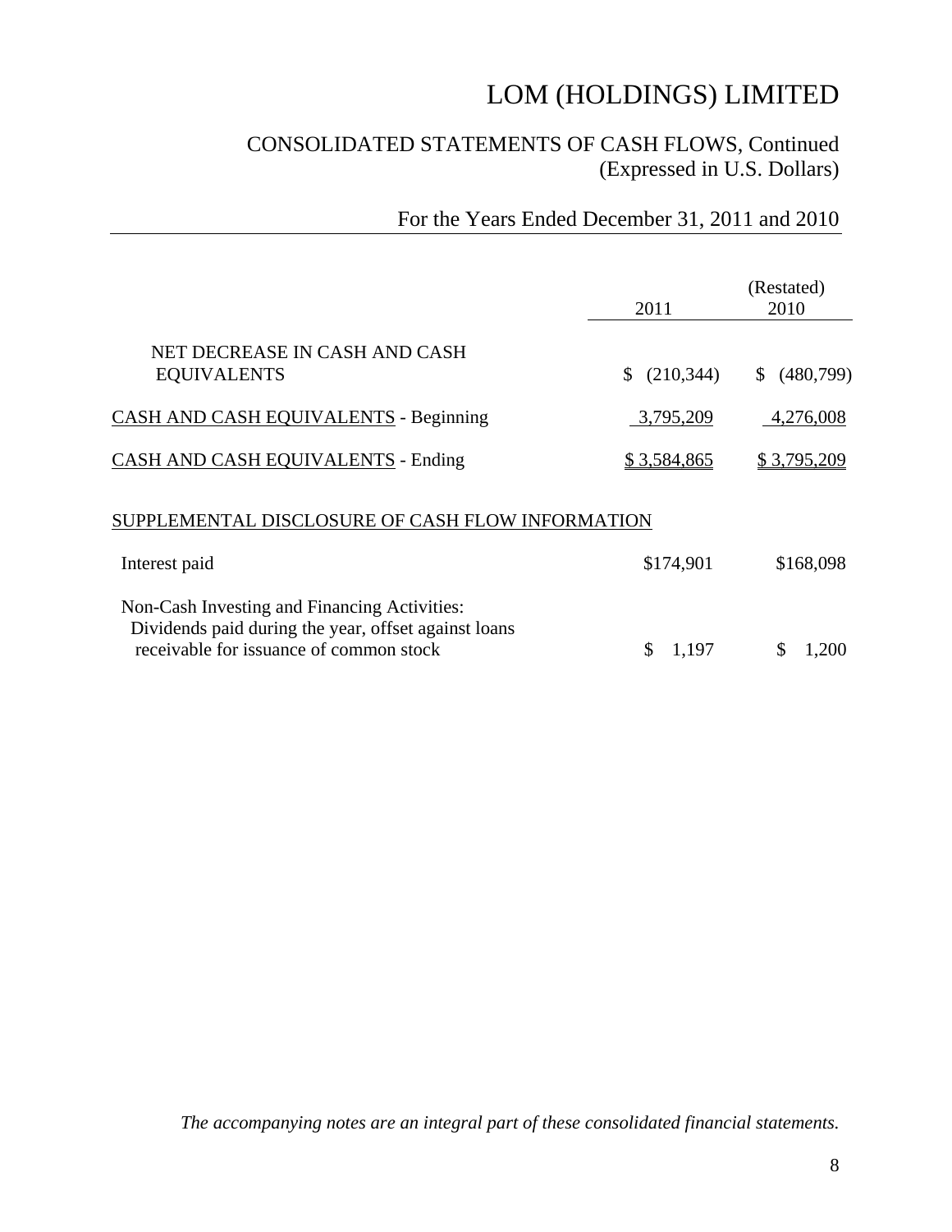# LOM (HOLDINGS) LIMITED

## CONSOLIDATED STATEMENTS OF CASH FLOWS, Continued
(Expressed in U.S. Dollars)

For the Years Ended December 31, 2011 and 2010

| | 2011 | (Restated) 2010 |
|---|---|---|
| NET DECREASE IN CASH AND CASH EQUIVALENTS | $ (210,344) | $ (480,799) |
| CASH AND CASH EQUIVALENTS - Beginning | 3,795,209 | 4,276,008 |
| CASH AND CASH EQUIVALENTS - Ending | $ 3,584,865 | $ 3,795,209 |
| SUPPLEMENTAL DISCLOSURE OF CASH FLOW INFORMATION | | |
| Interest paid | $174,901 | $168,098 |
| Non-Cash Investing and Financing Activities: Dividends paid during the year, offset against loans receivable for issuance of common stock | $ 1,197 | $ 1,200 |

*The accompanying notes are an integral part of these consolidated financial statements.*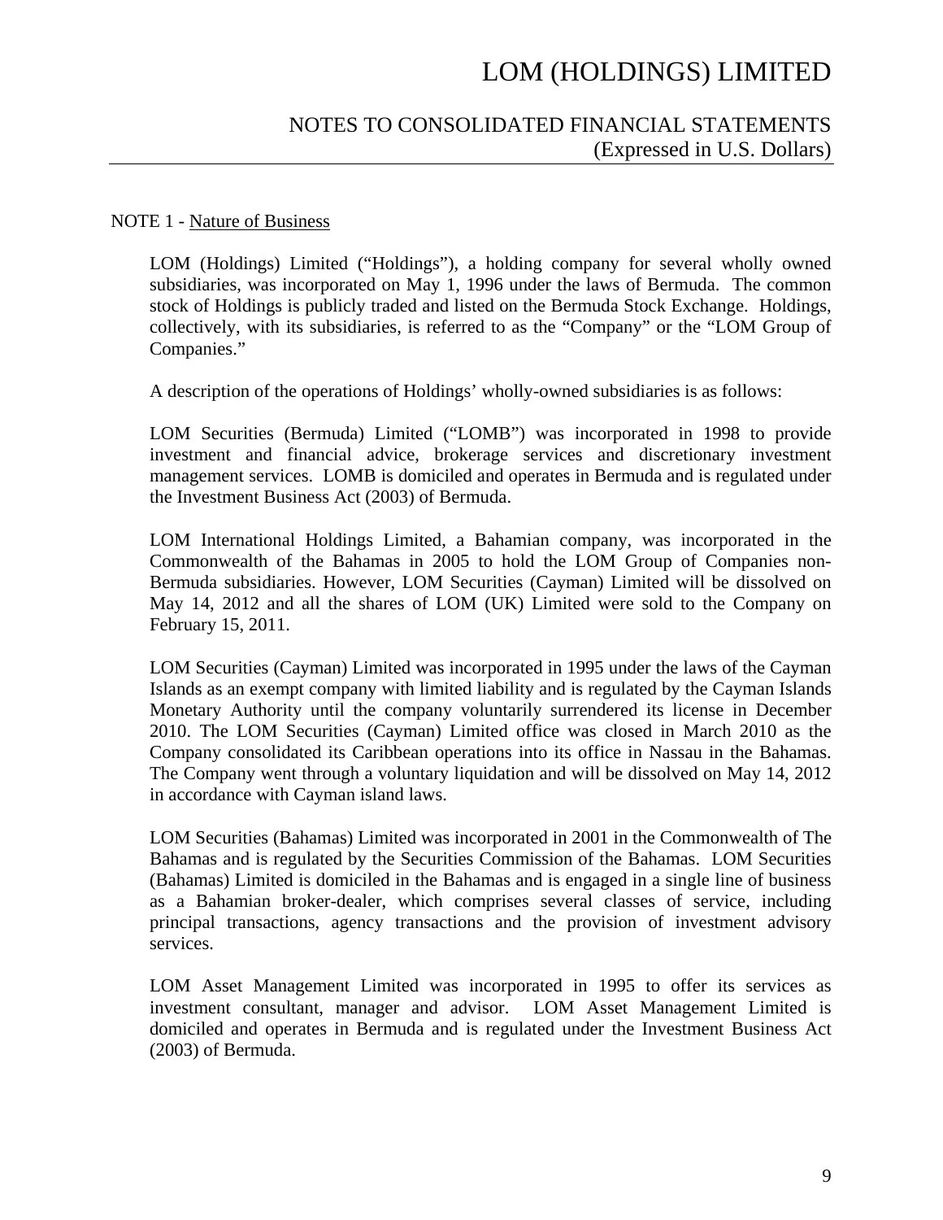# LOM (HOLDINGS) LIMITED

## NOTES TO CONSOLIDATED FINANCIAL STATEMENTS
(Expressed in U.S. Dollars)

NOTE 1 - Nature of Business

LOM (Holdings) Limited ("Holdings"), a holding company for several wholly owned subsidiaries, was incorporated on May 1, 1996 under the laws of Bermuda. The common stock of Holdings is publicly traded and listed on the Bermuda Stock Exchange. Holdings, collectively, with its subsidiaries, is referred to as the "Company" or the "LOM Group of Companies."

A description of the operations of Holdings' wholly-owned subsidiaries is as follows:

LOM Securities (Bermuda) Limited ("LOMB") was incorporated in 1998 to provide investment and financial advice, brokerage services and discretionary investment management services. LOMB is domiciled and operates in Bermuda and is regulated under the Investment Business Act (2003) of Bermuda.

LOM International Holdings Limited, a Bahamian company, was incorporated in the Commonwealth of the Bahamas in 2005 to hold the LOM Group of Companies non-Bermuda subsidiaries. However, LOM Securities (Cayman) Limited will be dissolved on May 14, 2012 and all the shares of LOM (UK) Limited were sold to the Company on February 15, 2011.

LOM Securities (Cayman) Limited was incorporated in 1995 under the laws of the Cayman Islands as an exempt company with limited liability and is regulated by the Cayman Islands Monetary Authority until the company voluntarily surrendered its license in December 2010. The LOM Securities (Cayman) Limited office was closed in March 2010 as the Company consolidated its Caribbean operations into its office in Nassau in the Bahamas. The Company went through a voluntary liquidation and will be dissolved on May 14, 2012 in accordance with Cayman island laws.

LOM Securities (Bahamas) Limited was incorporated in 2001 in the Commonwealth of The Bahamas and is regulated by the Securities Commission of the Bahamas. LOM Securities (Bahamas) Limited is domiciled in the Bahamas and is engaged in a single line of business as a Bahamian broker-dealer, which comprises several classes of service, including principal transactions, agency transactions and the provision of investment advisory services.

LOM Asset Management Limited was incorporated in 1995 to offer its services as investment consultant, manager and advisor. LOM Asset Management Limited is domiciled and operates in Bermuda and is regulated under the Investment Business Act (2003) of Bermuda.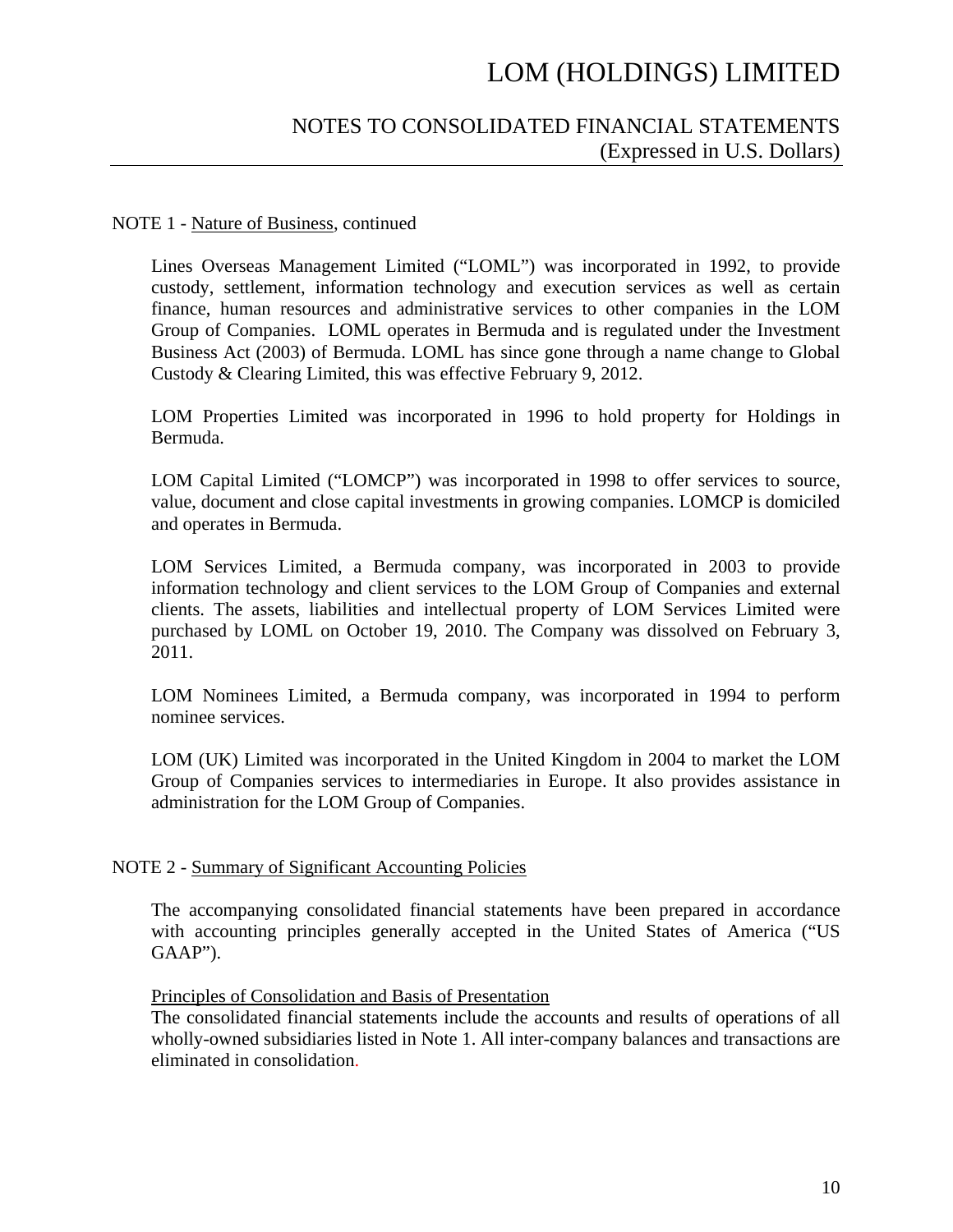NOTE 1 - Nature of Business, continued

Lines Overseas Management Limited ("LOML") was incorporated in 1992, to provide custody, settlement, information technology and execution services as well as certain finance, human resources and administrative services to other companies in the LOM Group of Companies. LOML operates in Bermuda and is regulated under the Investment Business Act (2003) of Bermuda. LOML has since gone through a name change to Global Custody & Clearing Limited, this was effective February 9, 2012.

LOM Properties Limited was incorporated in 1996 to hold property for Holdings in Bermuda.

LOM Capital Limited ("LOMCP") was incorporated in 1998 to offer services to source, value, document and close capital investments in growing companies. LOMCP is domiciled and operates in Bermuda.

LOM Services Limited, a Bermuda company, was incorporated in 2003 to provide information technology and client services to the LOM Group of Companies and external clients. The assets, liabilities and intellectual property of LOM Services Limited were purchased by LOML on October 19, 2010. The Company was dissolved on February 3, 2011.

LOM Nominees Limited, a Bermuda company, was incorporated in 1994 to perform nominee services.

LOM (UK) Limited was incorporated in the United Kingdom in 2004 to market the LOM Group of Companies services to intermediaries in Europe. It also provides assistance in administration for the LOM Group of Companies.

NOTE 2 - Summary of Significant Accounting Policies

The accompanying consolidated financial statements have been prepared in accordance with accounting principles generally accepted in the United States of America ("US GAAP").

Principles of Consolidation and Basis of Presentation

The consolidated financial statements include the accounts and results of operations of all wholly-owned subsidiaries listed in Note 1. All inter-company balances and transactions are eliminated in consolidation.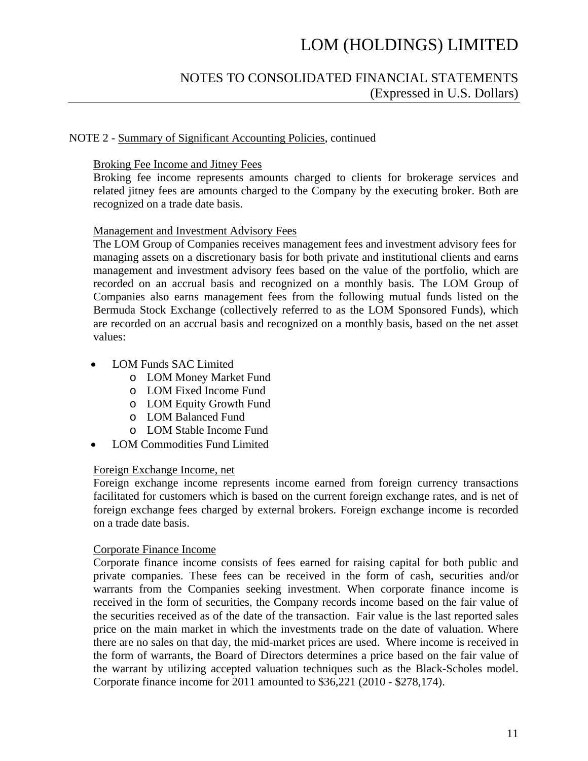NOTE 2 - Summary of Significant Accounting Policies, continued

Broking Fee Income and Jitney Fees

Broking fee income represents amounts charged to clients for brokerage services and related jitney fees are amounts charged to the Company by the executing broker. Both are recognized on a trade date basis.

Management and Investment Advisory Fees

The LOM Group of Companies receives management fees and investment advisory fees for managing assets on a discretionary basis for both private and institutional clients and earns management and investment advisory fees based on the value of the portfolio, which are recorded on an accrual basis and recognized on a monthly basis. The LOM Group of Companies also earns management fees from the following mutual funds listed on the Bermuda Stock Exchange (collectively referred to as the LOM Sponsored Funds), which are recorded on an accrual basis and recognized on a monthly basis, based on the net asset values:

- LOM Funds SAC Limited
  - LOM Money Market Fund
  - LOM Fixed Income Fund
  - LOM Equity Growth Fund
  - LOM Balanced Fund
  - LOM Stable Income Fund
- LOM Commodities Fund Limited

Foreign Exchange Income, net

Foreign exchange income represents income earned from foreign currency transactions facilitated for customers which is based on the current foreign exchange rates, and is net of foreign exchange fees charged by external brokers. Foreign exchange income is recorded on a trade date basis.

Corporate Finance Income

Corporate finance income consists of fees earned for raising capital for both public and private companies. These fees can be received in the form of cash, securities and/or warrants from the Companies seeking investment. When corporate finance income is received in the form of securities, the Company records income based on the fair value of the securities received as of the date of the transaction. Fair value is the last reported sales price on the main market in which the investments trade on the date of valuation. Where there are no sales on that day, the mid-market prices are used. Where income is received in the form of warrants, the Board of Directors determines a price based on the fair value of the warrant by utilizing accepted valuation techniques such as the Black-Scholes model. Corporate finance income for 2011 amounted to $36,221 (2010 - $278,174).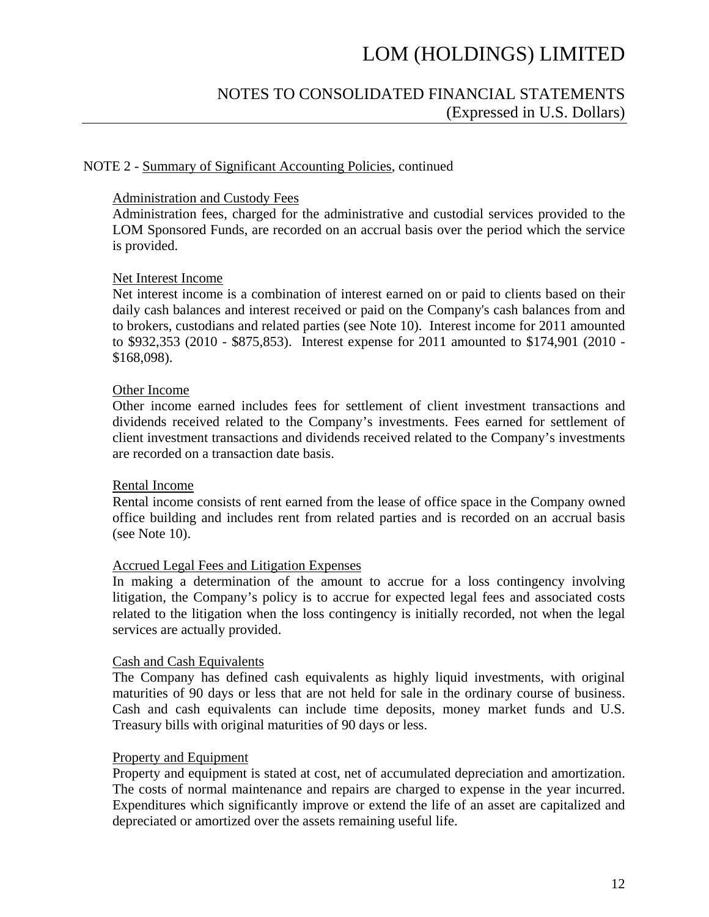NOTE 2 - Summary of Significant Accounting Policies, continued

Administration and Custody Fees

Administration fees, charged for the administrative and custodial services provided to the LOM Sponsored Funds, are recorded on an accrual basis over the period which the service is provided.

Net Interest Income

Net interest income is a combination of interest earned on or paid to clients based on their daily cash balances and interest received or paid on the Company's cash balances from and to brokers, custodians and related parties (see Note 10). Interest income for 2011 amounted to $932,353 (2010 - $875,853). Interest expense for 2011 amounted to $174,901 (2010 - $168,098).

Other Income

Other income earned includes fees for settlement of client investment transactions and dividends received related to the Company's investments. Fees earned for settlement of client investment transactions and dividends received related to the Company's investments are recorded on a transaction date basis.

Rental Income

Rental income consists of rent earned from the lease of office space in the Company owned office building and includes rent from related parties and is recorded on an accrual basis (see Note 10).

Accrued Legal Fees and Litigation Expenses

In making a determination of the amount to accrue for a loss contingency involving litigation, the Company's policy is to accrue for expected legal fees and associated costs related to the litigation when the loss contingency is initially recorded, not when the legal services are actually provided.

Cash and Cash Equivalents

The Company has defined cash equivalents as highly liquid investments, with original maturities of 90 days or less that are not held for sale in the ordinary course of business. Cash and cash equivalents can include time deposits, money market funds and U.S. Treasury bills with original maturities of 90 days or less.

Property and Equipment

Property and equipment is stated at cost, net of accumulated depreciation and amortization. The costs of normal maintenance and repairs are charged to expense in the year incurred. Expenditures which significantly improve or extend the life of an asset are capitalized and depreciated or amortized over the assets remaining useful life.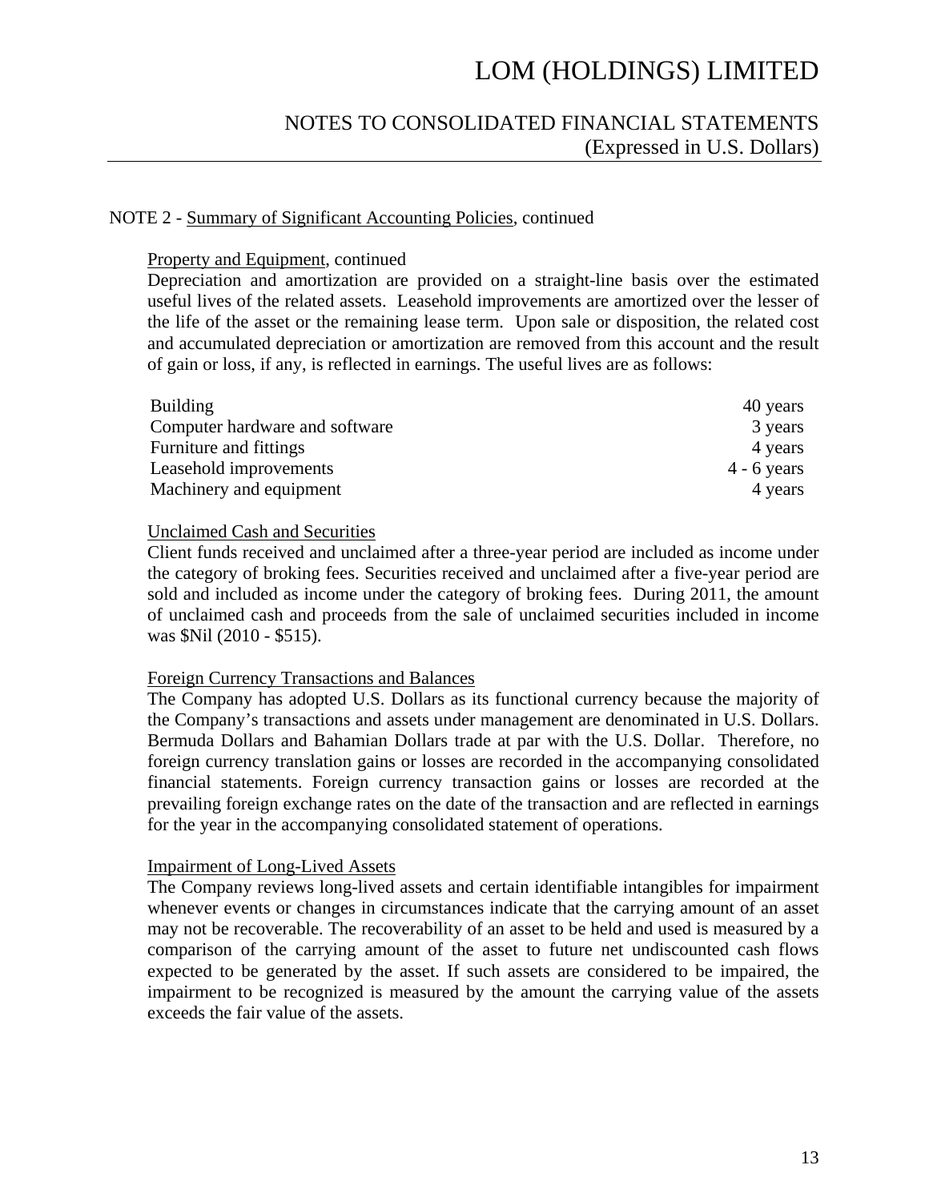NOTE 2 - Summary of Significant Accounting Policies, continued

Property and Equipment, continued

Depreciation and amortization are provided on a straight-line basis over the estimated useful lives of the related assets. Leasehold improvements are amortized over the lesser of the life of the asset or the remaining lease term. Upon sale or disposition, the related cost and accumulated depreciation or amortization are removed from this account and the result of gain or loss, if any, is reflected in earnings. The useful lives are as follows:

| | |
|---|---|
| Building | 40 years |
| Computer hardware and software | 3 years |
| Furniture and fittings | 4 years |
| Leasehold improvements | 4 - 6 years |
| Machinery and equipment | 4 years |

Unclaimed Cash and Securities

Client funds received and unclaimed after a three-year period are included as income under the category of broking fees. Securities received and unclaimed after a five-year period are sold and included as income under the category of broking fees. During 2011, the amount of unclaimed cash and proceeds from the sale of unclaimed securities included in income was $Nil (2010 - $515).

Foreign Currency Transactions and Balances

The Company has adopted U.S. Dollars as its functional currency because the majority of the Company's transactions and assets under management are denominated in U.S. Dollars. Bermuda Dollars and Bahamian Dollars trade at par with the U.S. Dollar. Therefore, no foreign currency translation gains or losses are recorded in the accompanying consolidated financial statements. Foreign currency transaction gains or losses are recorded at the prevailing foreign exchange rates on the date of the transaction and are reflected in earnings for the year in the accompanying consolidated statement of operations.

Impairment of Long-Lived Assets

The Company reviews long-lived assets and certain identifiable intangibles for impairment whenever events or changes in circumstances indicate that the carrying amount of an asset may not be recoverable. The recoverability of an asset to be held and used is measured by a comparison of the carrying amount of the asset to future net undiscounted cash flows expected to be generated by the asset. If such assets are considered to be impaired, the impairment to be recognized is measured by the amount the carrying value of the assets exceeds the fair value of the assets.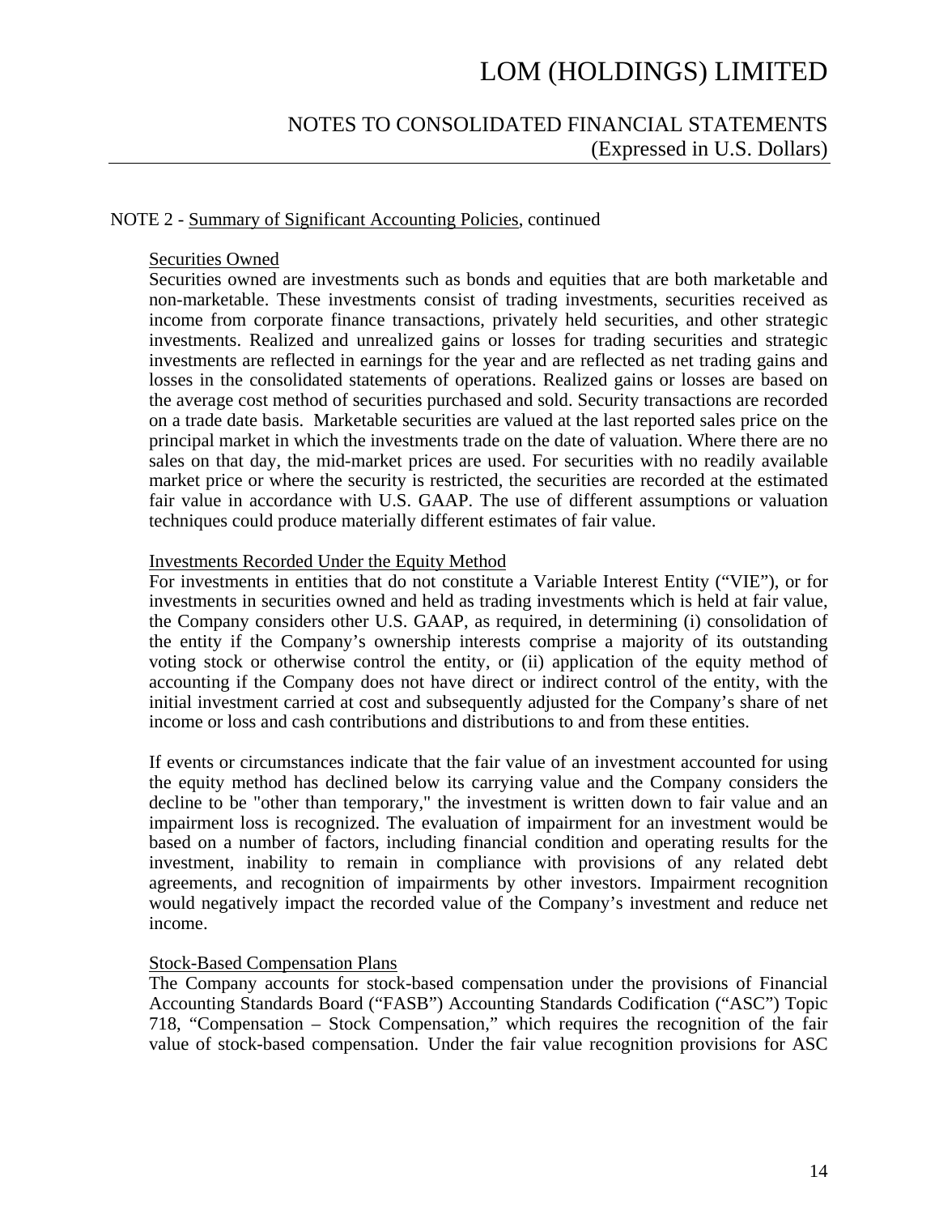NOTE 2 - Summary of Significant Accounting Policies, continued

### Securities Owned

Securities owned are investments such as bonds and equities that are both marketable and non-marketable. These investments consist of trading investments, securities received as income from corporate finance transactions, privately held securities, and other strategic investments. Realized and unrealized gains or losses for trading securities and strategic investments are reflected in earnings for the year and are reflected as net trading gains and losses in the consolidated statements of operations. Realized gains or losses are based on the average cost method of securities purchased and sold. Security transactions are recorded on a trade date basis. Marketable securities are valued at the last reported sales price on the principal market in which the investments trade on the date of valuation. Where there are no sales on that day, the mid-market prices are used. For securities with no readily available market price or where the security is restricted, the securities are recorded at the estimated fair value in accordance with U.S. GAAP. The use of different assumptions or valuation techniques could produce materially different estimates of fair value.

### Investments Recorded Under the Equity Method

For investments in entities that do not constitute a Variable Interest Entity ("VIE"), or for investments in securities owned and held as trading investments which is held at fair value, the Company considers other U.S. GAAP, as required, in determining (i) consolidation of the entity if the Company's ownership interests comprise a majority of its outstanding voting stock or otherwise control the entity, or (ii) application of the equity method of accounting if the Company does not have direct or indirect control of the entity, with the initial investment carried at cost and subsequently adjusted for the Company's share of net income or loss and cash contributions and distributions to and from these entities.

If events or circumstances indicate that the fair value of an investment accounted for using the equity method has declined below its carrying value and the Company considers the decline to be "other than temporary," the investment is written down to fair value and an impairment loss is recognized. The evaluation of impairment for an investment would be based on a number of factors, including financial condition and operating results for the investment, inability to remain in compliance with provisions of any related debt agreements, and recognition of impairments by other investors. Impairment recognition would negatively impact the recorded value of the Company's investment and reduce net income.

### Stock-Based Compensation Plans

The Company accounts for stock-based compensation under the provisions of Financial Accounting Standards Board ("FASB") Accounting Standards Codification ("ASC") Topic 718, "Compensation – Stock Compensation," which requires the recognition of the fair value of stock-based compensation. Under the fair value recognition provisions for ASC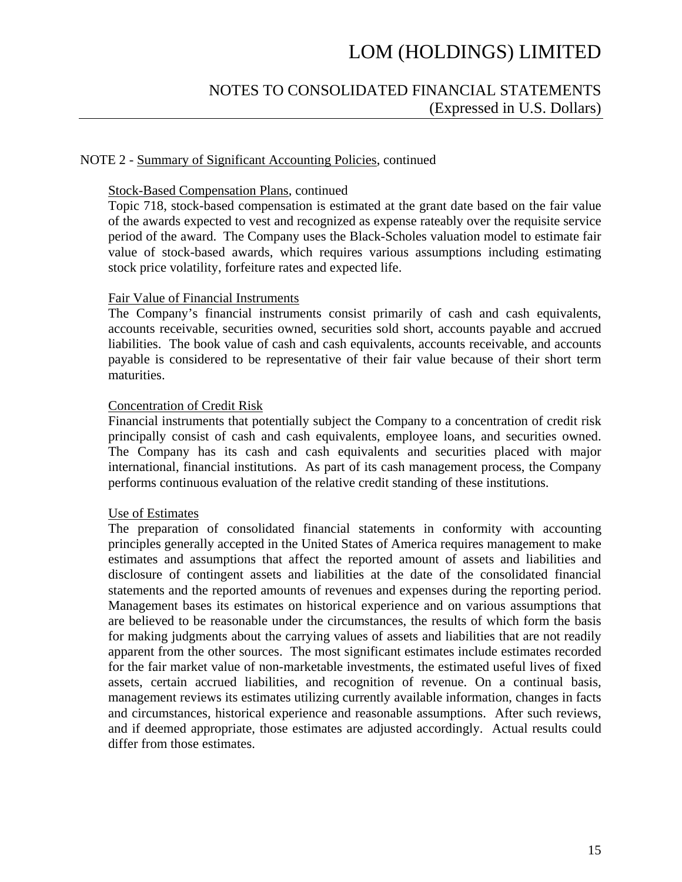NOTE 2 - Summary of Significant Accounting Policies, continued

Stock-Based Compensation Plans, continued

Topic 718, stock-based compensation is estimated at the grant date based on the fair value of the awards expected to vest and recognized as expense rateably over the requisite service period of the award. The Company uses the Black-Scholes valuation model to estimate fair value of stock-based awards, which requires various assumptions including estimating stock price volatility, forfeiture rates and expected life.

Fair Value of Financial Instruments

The Company's financial instruments consist primarily of cash and cash equivalents, accounts receivable, securities owned, securities sold short, accounts payable and accrued liabilities. The book value of cash and cash equivalents, accounts receivable, and accounts payable is considered to be representative of their fair value because of their short term maturities.

Concentration of Credit Risk

Financial instruments that potentially subject the Company to a concentration of credit risk principally consist of cash and cash equivalents, employee loans, and securities owned. The Company has its cash and cash equivalents and securities placed with major international, financial institutions. As part of its cash management process, the Company performs continuous evaluation of the relative credit standing of these institutions.

Use of Estimates

The preparation of consolidated financial statements in conformity with accounting principles generally accepted in the United States of America requires management to make estimates and assumptions that affect the reported amount of assets and liabilities and disclosure of contingent assets and liabilities at the date of the consolidated financial statements and the reported amounts of revenues and expenses during the reporting period. Management bases its estimates on historical experience and on various assumptions that are believed to be reasonable under the circumstances, the results of which form the basis for making judgments about the carrying values of assets and liabilities that are not readily apparent from the other sources. The most significant estimates include estimates recorded for the fair market value of non-marketable investments, the estimated useful lives of fixed assets, certain accrued liabilities, and recognition of revenue. On a continual basis, management reviews its estimates utilizing currently available information, changes in facts and circumstances, historical experience and reasonable assumptions. After such reviews, and if deemed appropriate, those estimates are adjusted accordingly. Actual results could differ from those estimates.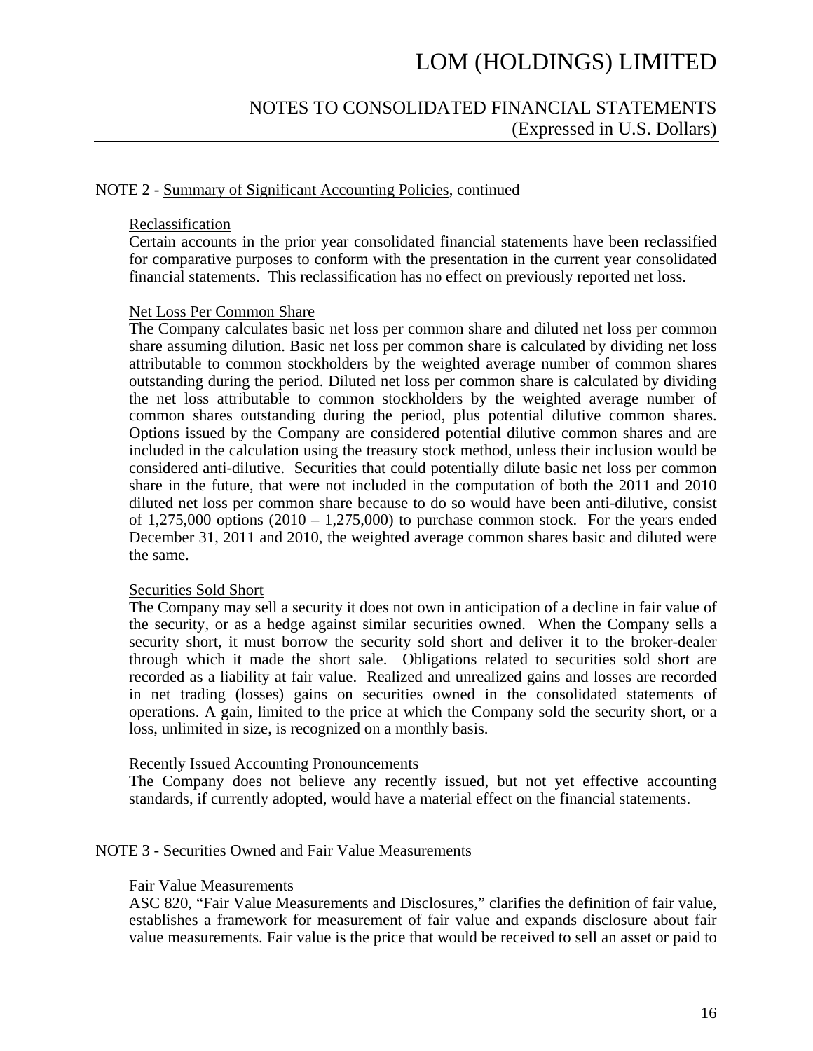NOTE 2 - Summary of Significant Accounting Policies, continued

Reclassification

Certain accounts in the prior year consolidated financial statements have been reclassified for comparative purposes to conform with the presentation in the current year consolidated financial statements. This reclassification has no effect on previously reported net loss.

Net Loss Per Common Share

The Company calculates basic net loss per common share and diluted net loss per common share assuming dilution. Basic net loss per common share is calculated by dividing net loss attributable to common stockholders by the weighted average number of common shares outstanding during the period. Diluted net loss per common share is calculated by dividing the net loss attributable to common stockholders by the weighted average number of common shares outstanding during the period, plus potential dilutive common shares. Options issued by the Company are considered potential dilutive common shares and are included in the calculation using the treasury stock method, unless their inclusion would be considered anti-dilutive. Securities that could potentially dilute basic net loss per common share in the future, that were not included in the computation of both the 2011 and 2010 diluted net loss per common share because to do so would have been anti-dilutive, consist of 1,275,000 options (2010 – 1,275,000) to purchase common stock. For the years ended December 31, 2011 and 2010, the weighted average common shares basic and diluted were the same.

Securities Sold Short

The Company may sell a security it does not own in anticipation of a decline in fair value of the security, or as a hedge against similar securities owned. When the Company sells a security short, it must borrow the security sold short and deliver it to the broker-dealer through which it made the short sale. Obligations related to securities sold short are recorded as a liability at fair value. Realized and unrealized gains and losses are recorded in net trading (losses) gains on securities owned in the consolidated statements of operations. A gain, limited to the price at which the Company sold the security short, or a loss, unlimited in size, is recognized on a monthly basis.

Recently Issued Accounting Pronouncements

The Company does not believe any recently issued, but not yet effective accounting standards, if currently adopted, would have a material effect on the financial statements.

NOTE 3 - Securities Owned and Fair Value Measurements

Fair Value Measurements

ASC 820, "Fair Value Measurements and Disclosures," clarifies the definition of fair value, establishes a framework for measurement of fair value and expands disclosure about fair value measurements. Fair value is the price that would be received to sell an asset or paid to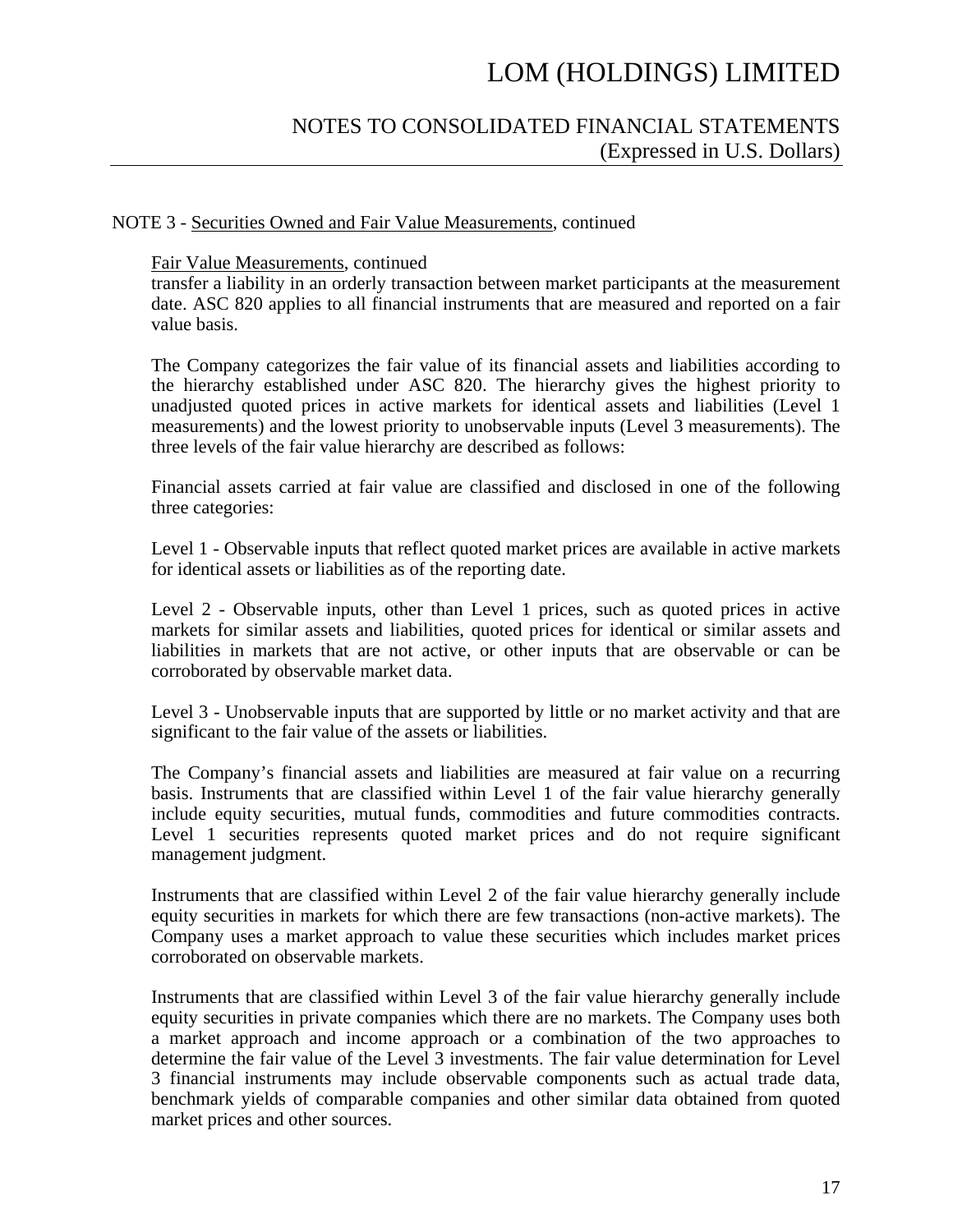NOTE 3 - Securities Owned and Fair Value Measurements, continued

Fair Value Measurements, continued

transfer a liability in an orderly transaction between market participants at the measurement date. ASC 820 applies to all financial instruments that are measured and reported on a fair value basis.

The Company categorizes the fair value of its financial assets and liabilities according to the hierarchy established under ASC 820. The hierarchy gives the highest priority to unadjusted quoted prices in active markets for identical assets and liabilities (Level 1 measurements) and the lowest priority to unobservable inputs (Level 3 measurements). The three levels of the fair value hierarchy are described as follows:

Financial assets carried at fair value are classified and disclosed in one of the following three categories:

Level 1 - Observable inputs that reflect quoted market prices are available in active markets for identical assets or liabilities as of the reporting date.

Level 2 - Observable inputs, other than Level 1 prices, such as quoted prices in active markets for similar assets and liabilities, quoted prices for identical or similar assets and liabilities in markets that are not active, or other inputs that are observable or can be corroborated by observable market data.

Level 3 - Unobservable inputs that are supported by little or no market activity and that are significant to the fair value of the assets or liabilities.

The Company's financial assets and liabilities are measured at fair value on a recurring basis. Instruments that are classified within Level 1 of the fair value hierarchy generally include equity securities, mutual funds, commodities and future commodities contracts. Level 1 securities represents quoted market prices and do not require significant management judgment.

Instruments that are classified within Level 2 of the fair value hierarchy generally include equity securities in markets for which there are few transactions (non-active markets). The Company uses a market approach to value these securities which includes market prices corroborated on observable markets.

Instruments that are classified within Level 3 of the fair value hierarchy generally include equity securities in private companies which there are no markets. The Company uses both a market approach and income approach or a combination of the two approaches to determine the fair value of the Level 3 investments. The fair value determination for Level 3 financial instruments may include observable components such as actual trade data, benchmark yields of comparable companies and other similar data obtained from quoted market prices and other sources.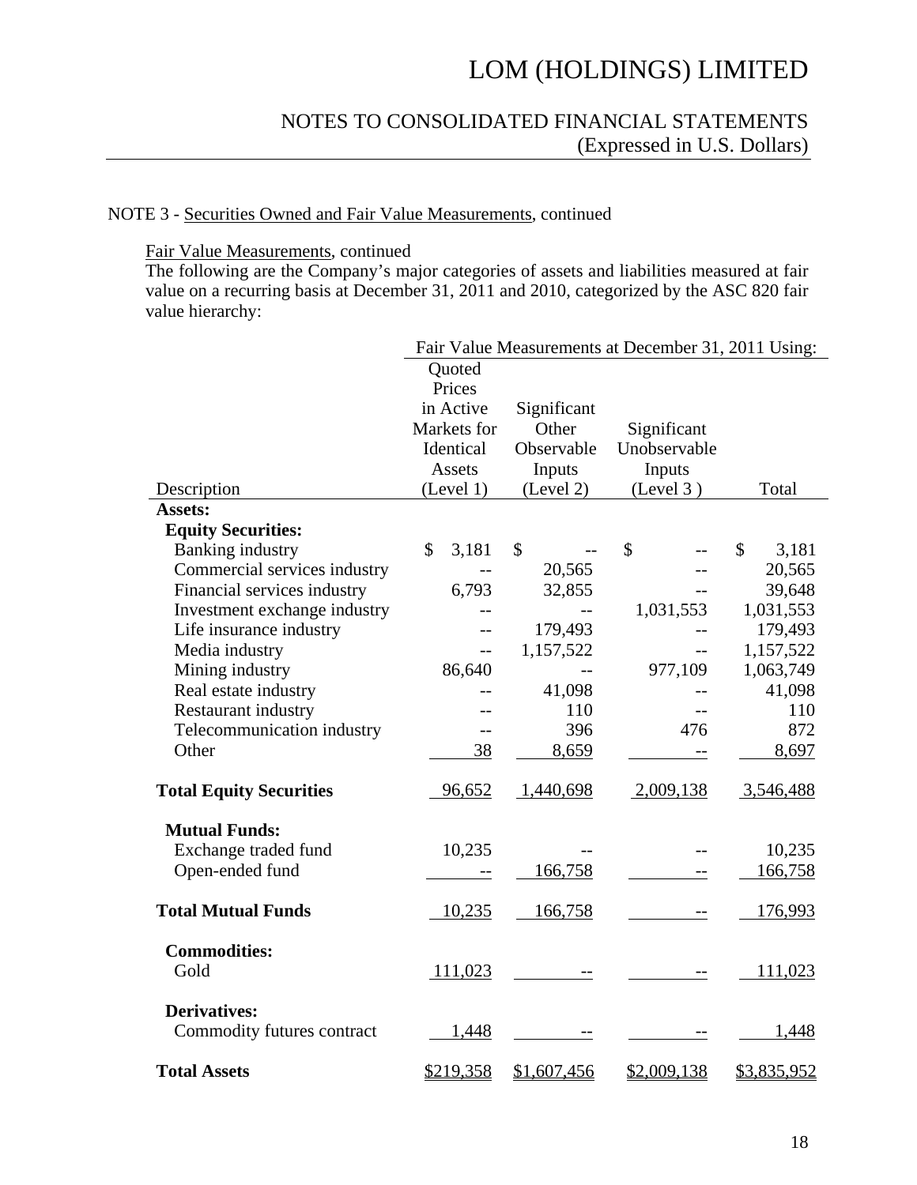# LOM (HOLDINGS) LIMITED

## NOTES TO CONSOLIDATED FINANCIAL STATEMENTS
(Expressed in U.S. Dollars)

NOTE 3 - Securities Owned and Fair Value Measurements, continued

Fair Value Measurements, continued

The following are the Company's major categories of assets and liabilities measured at fair value on a recurring basis at December 31, 2011 and 2010, categorized by the ASC 820 fair value hierarchy:

| | Fair Value Measurements at December 31, 2011 Using: | | | |
|---|---|---|---|---|
| Description | Quoted Prices in Active Markets for Identical Assets (Level 1) | Significant Other Observable Inputs (Level 2) | Significant Unobservable Inputs (Level 3 ) | Total |
| **Assets:** | | | | |
| **Equity Securities:** | | | | |
| Banking industry | $ 3,181 | $ -- | $ -- | $ 3,181 |
| Commercial services industry | -- | 20,565 | -- | 20,565 |
| Financial services industry | 6,793 | 32,855 | -- | 39,648 |
| Investment exchange industry | -- | -- | 1,031,553 | 1,031,553 |
| Life insurance industry | -- | 179,493 | -- | 179,493 |
| Media industry | -- | 1,157,522 | -- | 1,157,522 |
| Mining industry | 86,640 | -- | 977,109 | 1,063,749 |
| Real estate industry | -- | 41,098 | -- | 41,098 |
| Restaurant industry | -- | 110 | -- | 110 |
| Telecommunication industry | -- | 396 | 476 | 872 |
| Other | 38 | 8,659 | -- | 8,697 |
| **Total Equity Securities** | 96,652 | 1,440,698 | 2,009,138 | 3,546,488 |
| **Mutual Funds:** | | | | |
| Exchange traded fund | 10,235 | -- | -- | 10,235 |
| Open-ended fund | -- | 166,758 | -- | 166,758 |
| **Total Mutual Funds** | 10,235 | 166,758 | -- | 176,993 |
| **Commodities:** | | | | |
| Gold | 111,023 | -- | -- | 111,023 |
| **Derivatives:** | | | | |
| Commodity futures contract | 1,448 | -- | -- | 1,448 |
| **Total Assets** | $219,358 | $1,607,456 | $2,009,138 | $3,835,952 |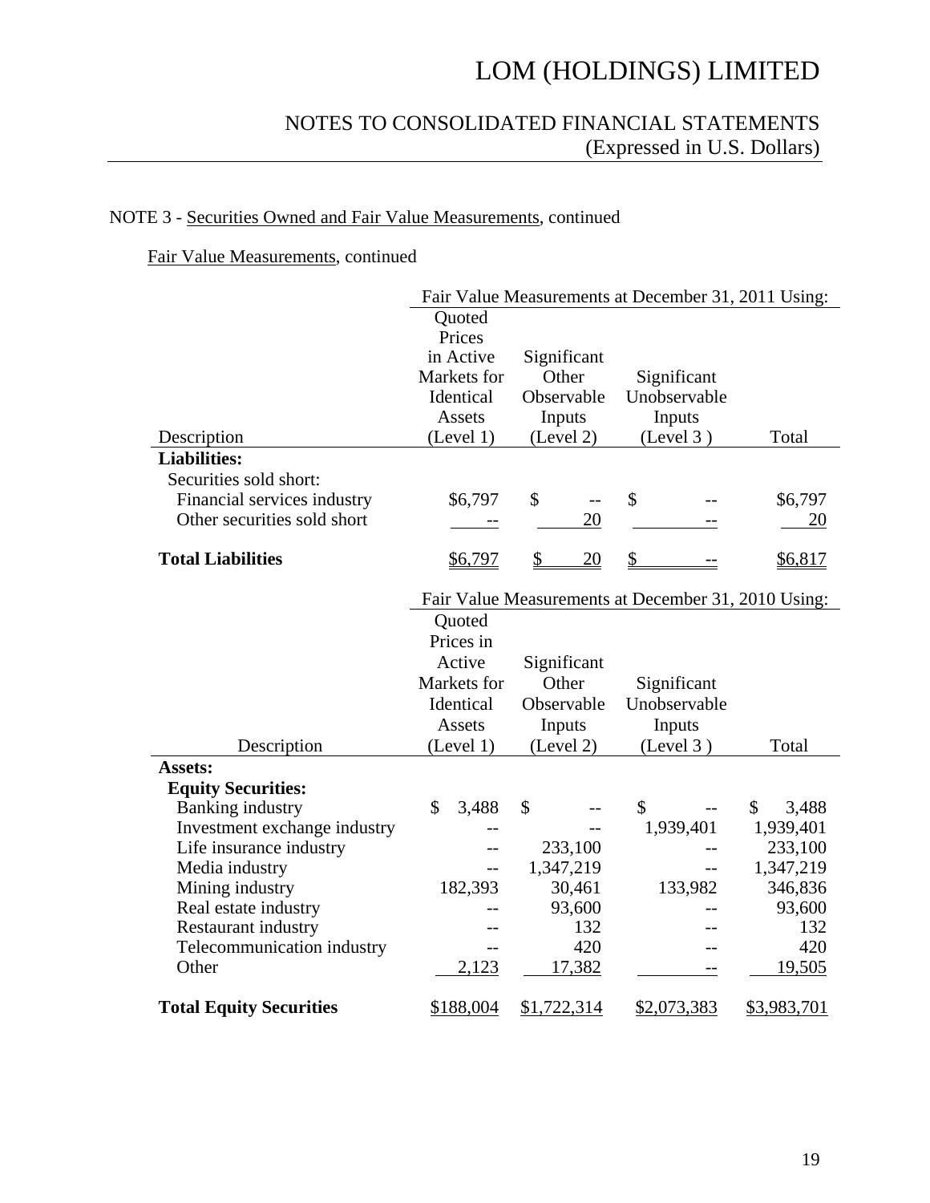# LOM (HOLDINGS) LIMITED

## NOTES TO CONSOLIDATED FINANCIAL STATEMENTS
(Expressed in U.S. Dollars)

NOTE 3 - Securities Owned and Fair Value Measurements, continued

Fair Value Measurements, continued

| | Fair Value Measurements at December 31, 2011 Using: | | | |
|---|---|---|---|---|
| Description | Quoted Prices in Active Markets for Identical Assets (Level 1) | Significant Other Observable Inputs (Level 2) | Significant Unobservable Inputs (Level 3 ) | Total |
| **Liabilities:** | | | | |
| Securities sold short: | | | | |
| Financial services industry | $6,797 | $ -- | $ -- | $6,797 |
| Other securities sold short | -- | 20 | -- | 20 |
| **Total Liabilities** | $6,797 | $ 20 | $ -- | $6,817 |

| | Fair Value Measurements at December 31, 2010 Using: | | | |
|---|---|---|---|---|
| Description | Quoted Prices in Active Markets for Identical Assets (Level 1) | Significant Other Observable Inputs (Level 2) | Significant Unobservable Inputs (Level 3 ) | Total |
| **Assets:** | | | | |
| **Equity Securities:** | | | | |
| Banking industry | $ 3,488 | $ -- | $ -- | $ 3,488 |
| Investment exchange industry | -- | -- | 1,939,401 | 1,939,401 |
| Life insurance industry | -- | 233,100 | -- | 233,100 |
| Media industry | -- | 1,347,219 | -- | 1,347,219 |
| Mining industry | 182,393 | 30,461 | 133,982 | 346,836 |
| Real estate industry | -- | 93,600 | -- | 93,600 |
| Restaurant industry | -- | 132 | -- | 132 |
| Telecommunication industry | -- | 420 | -- | 420 |
| Other | 2,123 | 17,382 | -- | 19,505 |
| **Total Equity Securities** | $188,004 | $1,722,314 | $2,073,383 | $3,983,701 |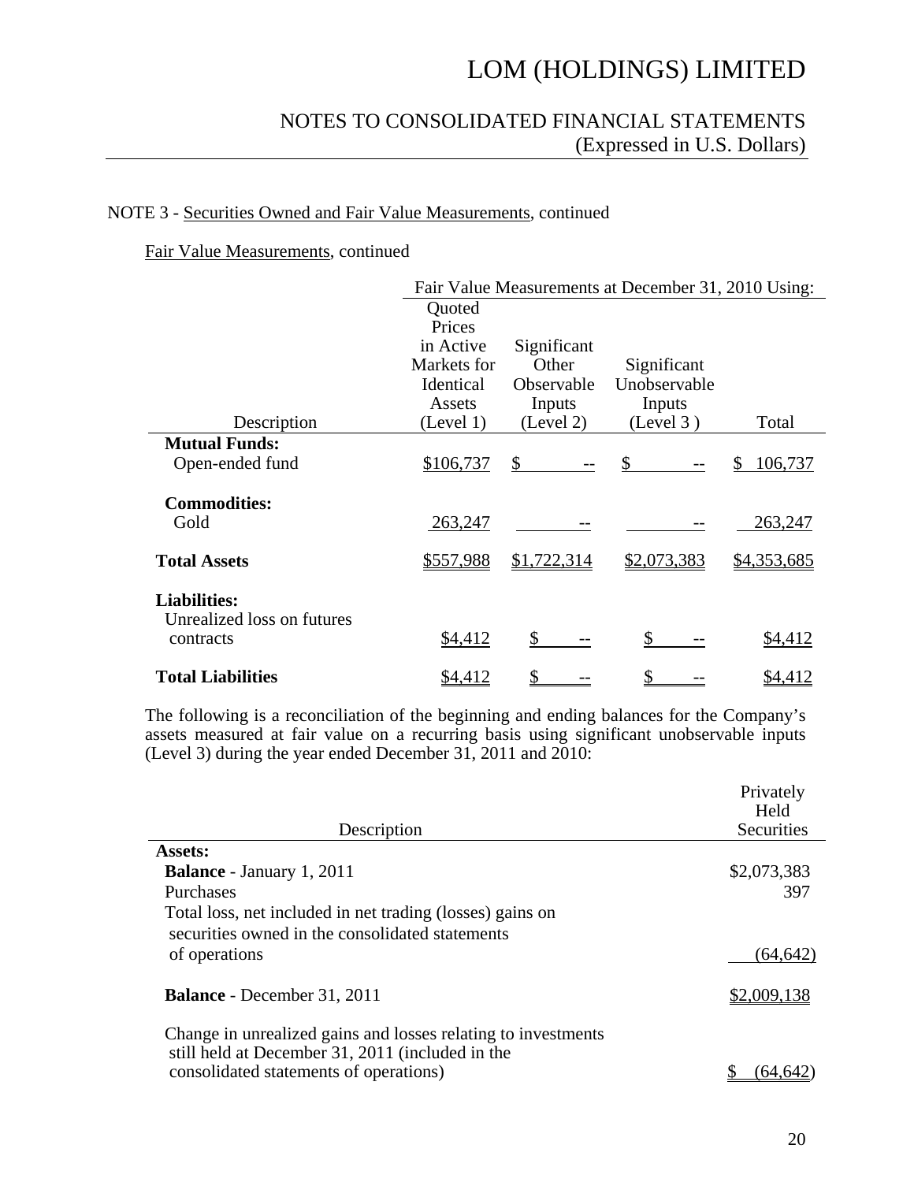# LOM (HOLDINGS) LIMITED

## NOTES TO CONSOLIDATED FINANCIAL STATEMENTS
(Expressed in U.S. Dollars)

NOTE 3 - Securities Owned and Fair Value Measurements, continued

Fair Value Measurements, continued

| | Fair Value Measurements at December 31, 2010 Using: | | | |
|---|---|---|---|---|
| Description | Quoted Prices in Active Markets for Identical Assets (Level 1) | Significant Other Observable Inputs (Level 2) | Significant Unobservable Inputs (Level 3 ) | Total |
| **Mutual Funds:** | | | | |
| Open-ended fund | $106,737 | $ -- | $ -- | $ 106,737 |
| **Commodities:** | | | | |
| Gold | 263,247 | -- | -- | 263,247 |
| **Total Assets** | $557,988 | $1,722,314 | $2,073,383 | $4,353,685 |
| **Liabilities:** | | | | |
| Unrealized loss on futures contracts | $4,412 | $ -- | $ -- | $4,412 |
| **Total Liabilities** | $4,412 | $ -- | $ -- | $4,412 |

The following is a reconciliation of the beginning and ending balances for the Company's assets measured at fair value on a recurring basis using significant unobservable inputs (Level 3) during the year ended December 31, 2011 and 2010:

| Description | Privately Held Securities |
|---|---|
| **Assets:** | |
| **Balance** - January 1, 2011 | $2,073,383 |
| Purchases | 397 |
| Total loss, net included in net trading (losses) gains on securities owned in the consolidated statements of operations | (64,642) |
| **Balance** - December 31, 2011 | $2,009,138 |
| Change in unrealized gains and losses relating to investments still held at December 31, 2011 (included in the consolidated statements of operations) | $ (64,642) |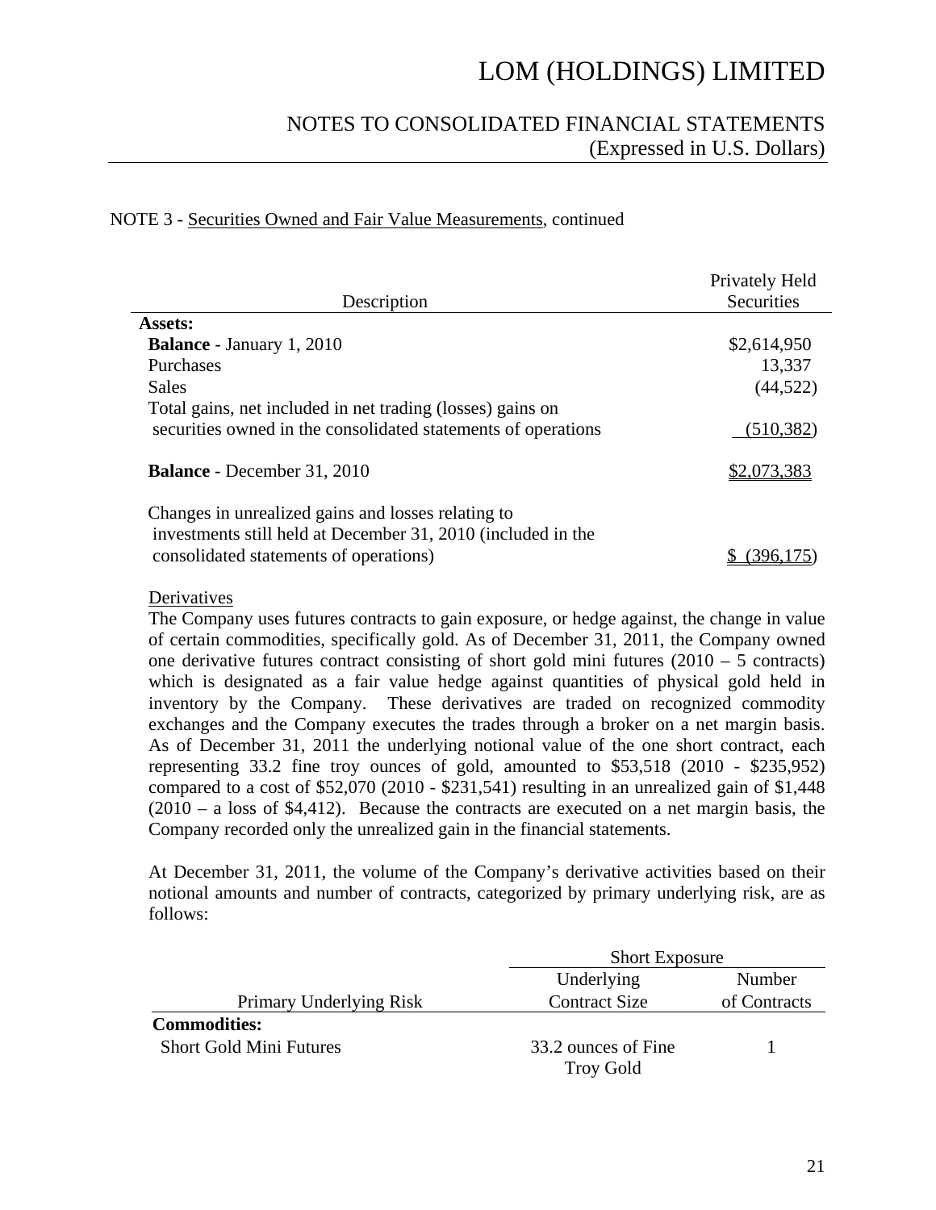NOTE 3 - Securities Owned and Fair Value Measurements, continued

| Description | Privately Held Securities |
|---|---|
| **Assets:** | |
| **Balance** - January 1, 2010 | $2,614,950 |
| Purchases | 13,337 |
| Sales | (44,522) |
| Total gains, net included in net trading (losses) gains on securities owned in the consolidated statements of operations | (510,382) |
| **Balance** - December 31, 2010 | $2,073,383 |
| Changes in unrealized gains and losses relating to investments still held at December 31, 2010 (included in the consolidated statements of operations) | $ (396,175) |

Derivatives

The Company uses futures contracts to gain exposure, or hedge against, the change in value of certain commodities, specifically gold. As of December 31, 2011, the Company owned one derivative futures contract consisting of short gold mini futures (2010 – 5 contracts) which is designated as a fair value hedge against quantities of physical gold held in inventory by the Company. These derivatives are traded on recognized commodity exchanges and the Company executes the trades through a broker on a net margin basis. As of December 31, 2011 the underlying notional value of the one short contract, each representing 33.2 fine troy ounces of gold, amounted to $53,518 (2010 - $235,952) compared to a cost of $52,070 (2010 - $231,541) resulting in an unrealized gain of $1,448 (2010 – a loss of $4,412). Because the contracts are executed on a net margin basis, the Company recorded only the unrealized gain in the financial statements.

At December 31, 2011, the volume of the Company's derivative activities based on their notional amounts and number of contracts, categorized by primary underlying risk, are as follows:

| | Short Exposure | |
|---|---|---|
| Primary Underlying Risk | Underlying Contract Size | Number of Contracts |
| **Commodities:** | | |
| Short Gold Mini Futures | 33.2 ounces of Fine Troy Gold | 1 |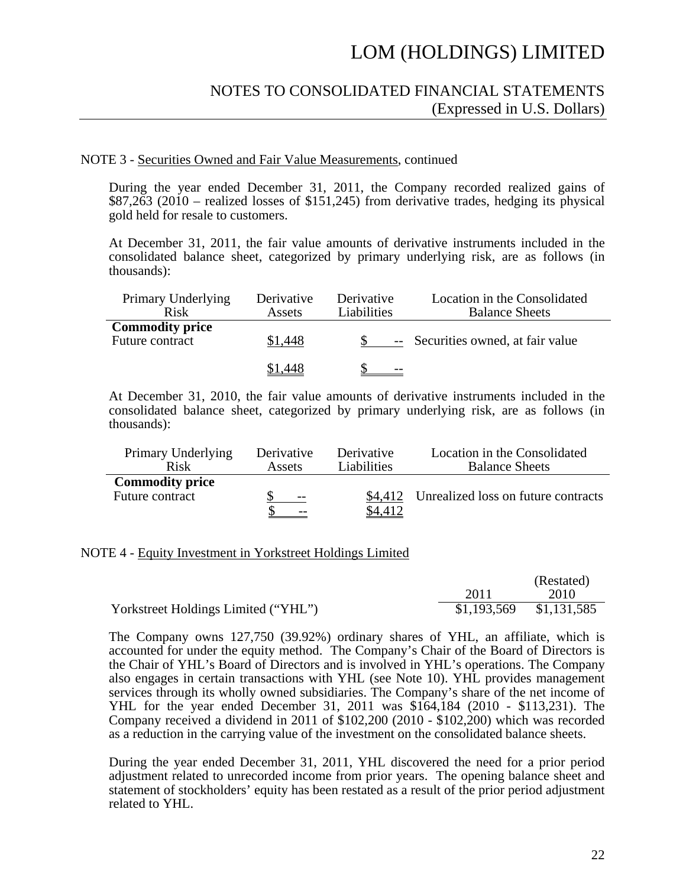# LOM (HOLDINGS) LIMITED

## NOTES TO CONSOLIDATED FINANCIAL STATEMENTS
(Expressed in U.S. Dollars)

NOTE 3 - Securities Owned and Fair Value Measurements, continued

During the year ended December 31, 2011, the Company recorded realized gains of \$87,263 (2010 – realized losses of \$151,245) from derivative trades, hedging its physical gold held for resale to customers.

At December 31, 2011, the fair value amounts of derivative instruments included in the consolidated balance sheet, categorized by primary underlying risk, are as follows (in thousands):

| Primary Underlying Risk | Derivative Assets | Derivative Liabilities | Location in the Consolidated Balance Sheets |
|---|---|---|---|
| **Commodity price** | | | |
| Future contract | \$1,448 | \$ -- | Securities owned, at fair value |
| | \$1,448 | \$ -- | |

At December 31, 2010, the fair value amounts of derivative instruments included in the consolidated balance sheet, categorized by primary underlying risk, are as follows (in thousands):

| Primary Underlying Risk | Derivative Assets | Derivative Liabilities | Location in the Consolidated Balance Sheets |
|---|---|---|---|
| **Commodity price** | | | |
| Future contract | \$ -- | \$4,412 | Unrealized loss on future contracts |
| | \$ -- | \$4,412 | |

NOTE 4 - Equity Investment in Yorkstreet Holdings Limited

| | 2011 | (Restated) 2010 |
|---|---|---|
| Yorkstreet Holdings Limited ("YHL") | \$1,193,569 | \$1,131,585 |

The Company owns 127,750 (39.92%) ordinary shares of YHL, an affiliate, which is accounted for under the equity method. The Company's Chair of the Board of Directors is the Chair of YHL's Board of Directors and is involved in YHL's operations. The Company also engages in certain transactions with YHL (see Note 10). YHL provides management services through its wholly owned subsidiaries. The Company's share of the net income of YHL for the year ended December 31, 2011 was \$164,184 (2010 - \$113,231). The Company received a dividend in 2011 of \$102,200 (2010 - \$102,200) which was recorded as a reduction in the carrying value of the investment on the consolidated balance sheets.

During the year ended December 31, 2011, YHL discovered the need for a prior period adjustment related to unrecorded income from prior years. The opening balance sheet and statement of stockholders' equity has been restated as a result of the prior period adjustment related to YHL.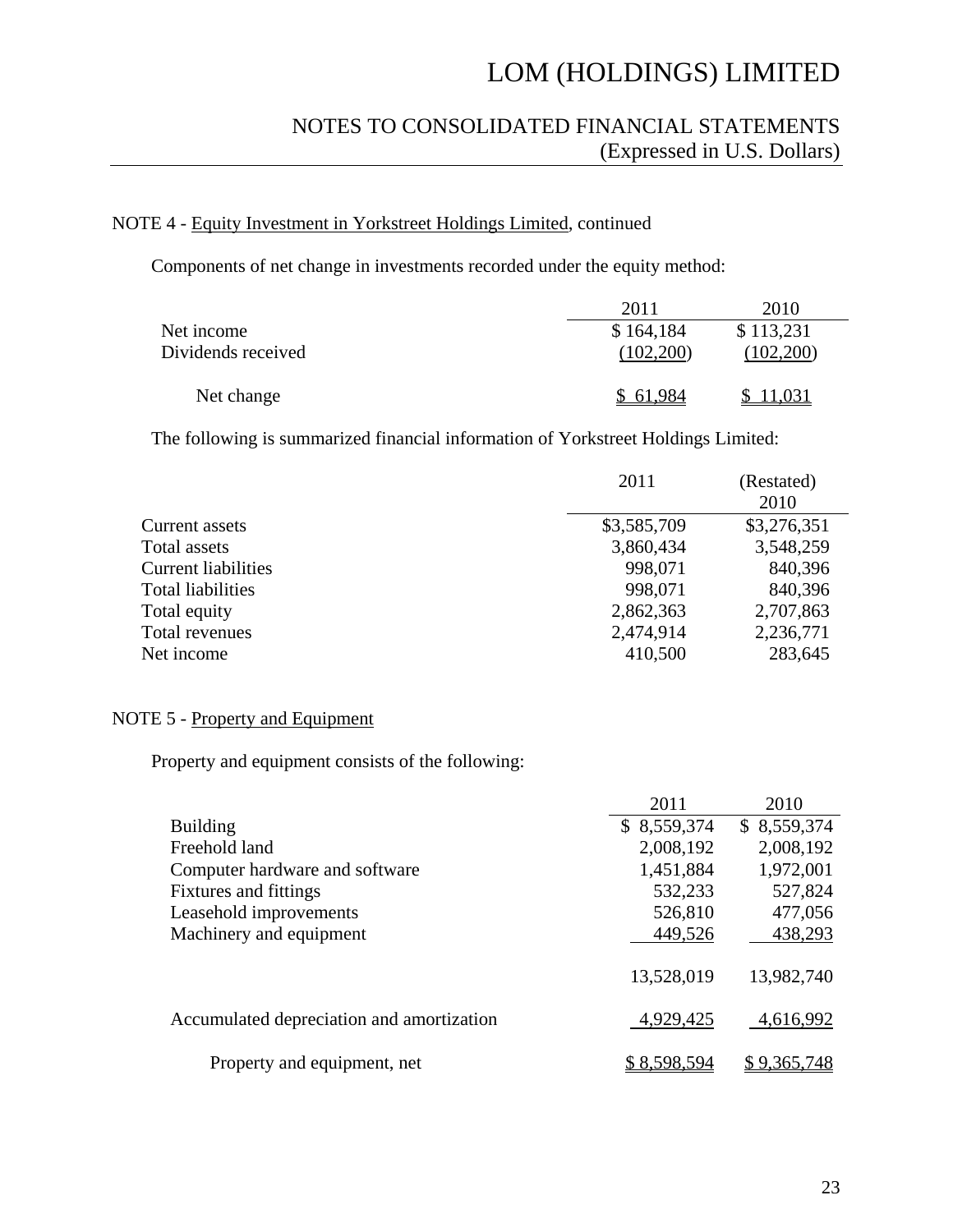# LOM (HOLDINGS) LIMITED

## NOTES TO CONSOLIDATED FINANCIAL STATEMENTS
(Expressed in U.S. Dollars)

### NOTE 4 - Equity Investment in Yorkstreet Holdings Limited, continued

Components of net change in investments recorded under the equity method:

| | 2011 | 2010 |
|---|---|---|
| Net income | $ 164,184 | $ 113,231 |
| Dividends received | (102,200) | (102,200) |
| Net change | $ 61,984 | $ 11,031 |

The following is summarized financial information of Yorkstreet Holdings Limited:

| | 2011 | (Restated) 2010 |
|---|---|---|
| Current assets | $3,585,709 | $3,276,351 |
| Total assets | 3,860,434 | 3,548,259 |
| Current liabilities | 998,071 | 840,396 |
| Total liabilities | 998,071 | 840,396 |
| Total equity | 2,862,363 | 2,707,863 |
| Total revenues | 2,474,914 | 2,236,771 |
| Net income | 410,500 | 283,645 |

### NOTE 5 - Property and Equipment

Property and equipment consists of the following:

| | 2011 | 2010 |
|---|---|---|
| Building | $ 8,559,374 | $ 8,559,374 |
| Freehold land | 2,008,192 | 2,008,192 |
| Computer hardware and software | 1,451,884 | 1,972,001 |
| Fixtures and fittings | 532,233 | 527,824 |
| Leasehold improvements | 526,810 | 477,056 |
| Machinery and equipment | 449,526 | 438,293 |
| | 13,528,019 | 13,982,740 |
| Accumulated depreciation and amortization | 4,929,425 | 4,616,992 |
| Property and equipment, net | $ 8,598,594 | $ 9,365,748 |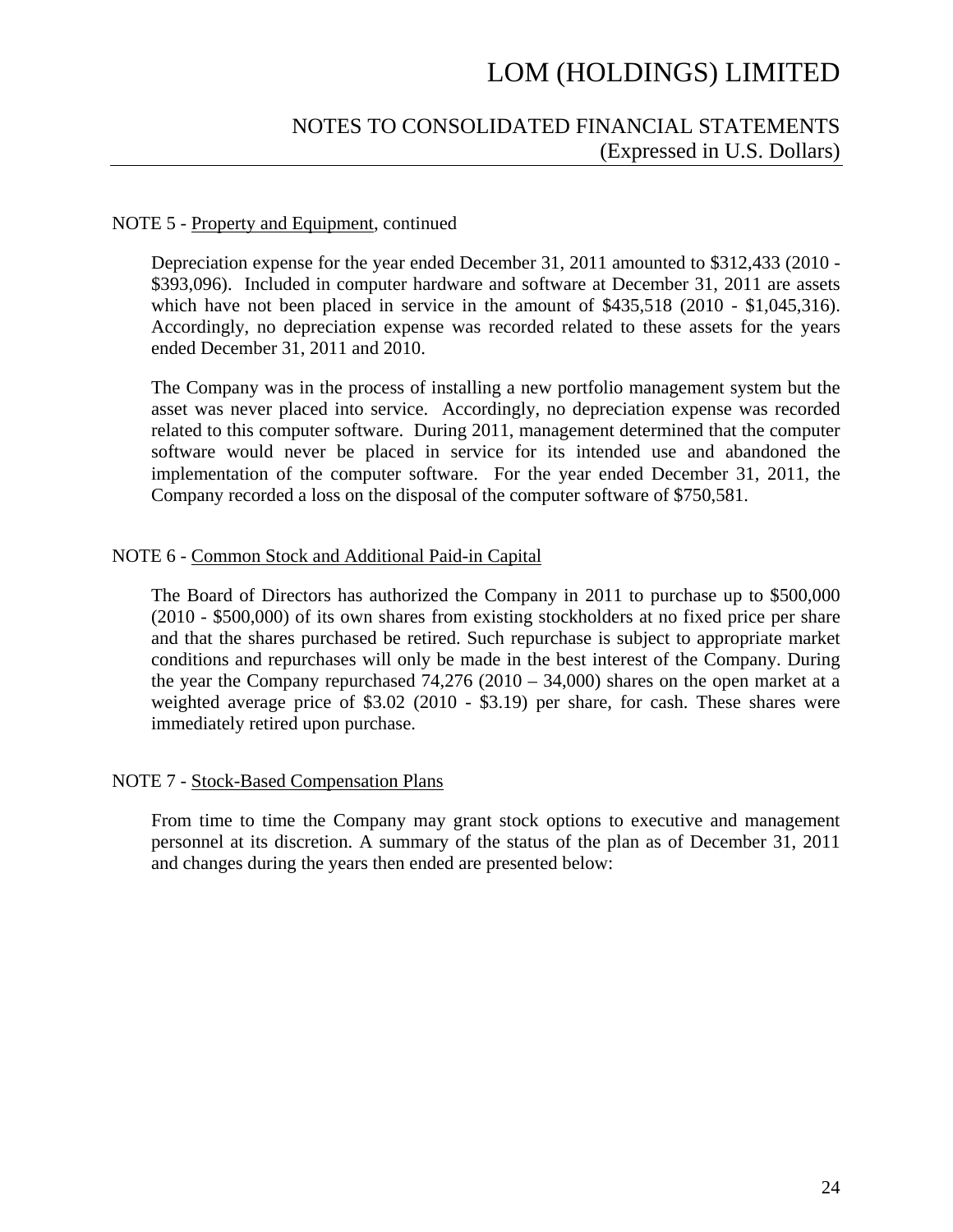NOTE 5 - Property and Equipment, continued

Depreciation expense for the year ended December 31, 2011 amounted to $312,433 (2010 - $393,096). Included in computer hardware and software at December 31, 2011 are assets which have not been placed in service in the amount of $435,518 (2010 - $1,045,316). Accordingly, no depreciation expense was recorded related to these assets for the years ended December 31, 2011 and 2010.

The Company was in the process of installing a new portfolio management system but the asset was never placed into service. Accordingly, no depreciation expense was recorded related to this computer software. During 2011, management determined that the computer software would never be placed in service for its intended use and abandoned the implementation of the computer software. For the year ended December 31, 2011, the Company recorded a loss on the disposal of the computer software of $750,581.

NOTE 6 - Common Stock and Additional Paid-in Capital

The Board of Directors has authorized the Company in 2011 to purchase up to $500,000 (2010 - $500,000) of its own shares from existing stockholders at no fixed price per share and that the shares purchased be retired. Such repurchase is subject to appropriate market conditions and repurchases will only be made in the best interest of the Company. During the year the Company repurchased 74,276 (2010 – 34,000) shares on the open market at a weighted average price of $3.02 (2010 - $3.19) per share, for cash. These shares were immediately retired upon purchase.

NOTE 7 - Stock-Based Compensation Plans

From time to time the Company may grant stock options to executive and management personnel at its discretion. A summary of the status of the plan as of December 31, 2011 and changes during the years then ended are presented below: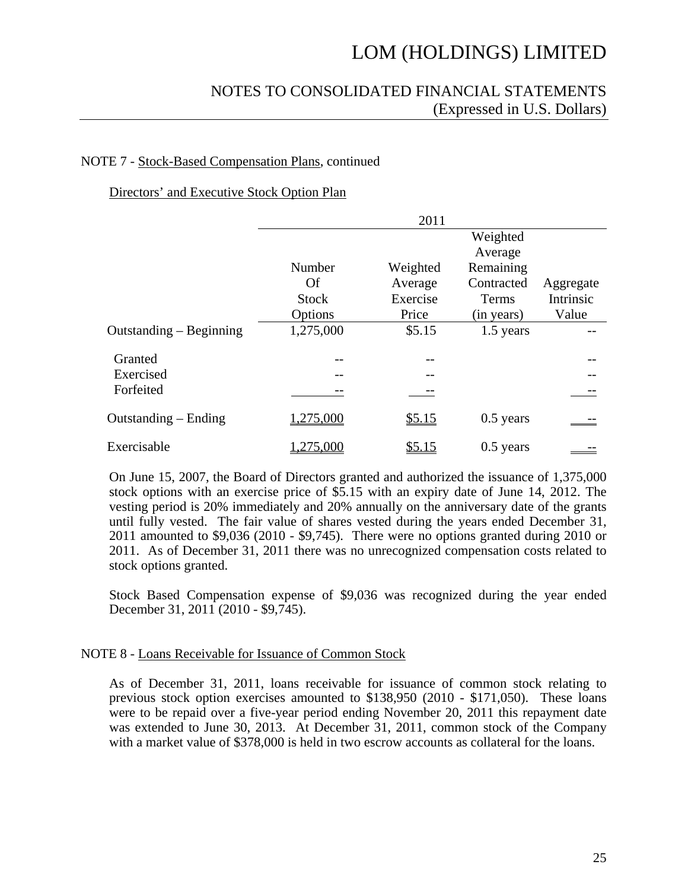NOTE 7 - Stock-Based Compensation Plans, continued

Directors' and Executive Stock Option Plan

| | 2011 | | | |
|---|---|---|---|---|
| | Number Of Stock Options | Weighted Average Exercise Price | Weighted Average Remaining Contracted Terms (in years) | Aggregate Intrinsic Value |
| Outstanding – Beginning | 1,275,000 | $5.15 | 1.5 years | -- |
| Granted | -- | -- | | -- |
| Exercised | -- | -- | | -- |
| Forfeited | -- | -- | | -- |
| Outstanding – Ending | 1,275,000 | $5.15 | 0.5 years | -- |
| Exercisable | 1,275,000 | $5.15 | 0.5 years | -- |

On June 15, 2007, the Board of Directors granted and authorized the issuance of 1,375,000 stock options with an exercise price of $5.15 with an expiry date of June 14, 2012. The vesting period is 20% immediately and 20% annually on the anniversary date of the grants until fully vested. The fair value of shares vested during the years ended December 31, 2011 amounted to $9,036 (2010 - $9,745). There were no options granted during 2010 or 2011. As of December 31, 2011 there was no unrecognized compensation costs related to stock options granted.

Stock Based Compensation expense of $9,036 was recognized during the year ended December 31, 2011 (2010 - $9,745).

NOTE 8 - Loans Receivable for Issuance of Common Stock

As of December 31, 2011, loans receivable for issuance of common stock relating to previous stock option exercises amounted to $138,950 (2010 - $171,050). These loans were to be repaid over a five-year period ending November 20, 2011 this repayment date was extended to June 30, 2013. At December 31, 2011, common stock of the Company with a market value of $378,000 is held in two escrow accounts as collateral for the loans.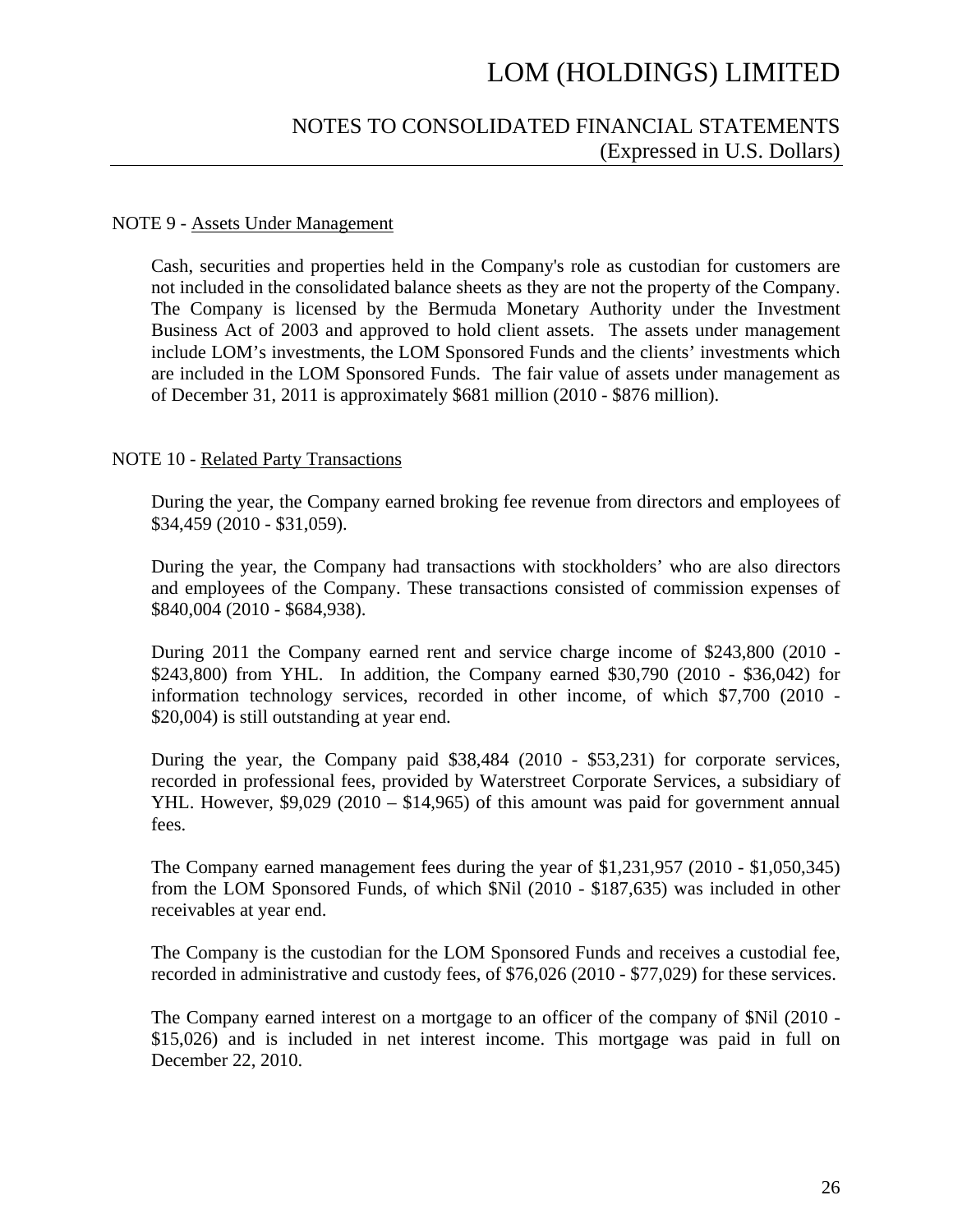NOTE 9 - Assets Under Management

Cash, securities and properties held in the Company's role as custodian for customers are not included in the consolidated balance sheets as they are not the property of the Company. The Company is licensed by the Bermuda Monetary Authority under the Investment Business Act of 2003 and approved to hold client assets. The assets under management include LOM's investments, the LOM Sponsored Funds and the clients' investments which are included in the LOM Sponsored Funds. The fair value of assets under management as of December 31, 2011 is approximately $681 million (2010 - $876 million).

NOTE 10 - Related Party Transactions

During the year, the Company earned broking fee revenue from directors and employees of $34,459 (2010 - $31,059).

During the year, the Company had transactions with stockholders' who are also directors and employees of the Company. These transactions consisted of commission expenses of $840,004 (2010 - $684,938).

During 2011 the Company earned rent and service charge income of $243,800 (2010 - $243,800) from YHL. In addition, the Company earned $30,790 (2010 - $36,042) for information technology services, recorded in other income, of which $7,700 (2010 - $20,004) is still outstanding at year end.

During the year, the Company paid $38,484 (2010 - $53,231) for corporate services, recorded in professional fees, provided by Waterstreet Corporate Services, a subsidiary of YHL. However, $9,029 (2010 – $14,965) of this amount was paid for government annual fees.

The Company earned management fees during the year of $1,231,957 (2010 - $1,050,345) from the LOM Sponsored Funds, of which $Nil (2010 - $187,635) was included in other receivables at year end.

The Company is the custodian for the LOM Sponsored Funds and receives a custodial fee, recorded in administrative and custody fees, of $76,026 (2010 - $77,029) for these services.

The Company earned interest on a mortgage to an officer of the company of $Nil (2010 - $15,026) and is included in net interest income. This mortgage was paid in full on December 22, 2010.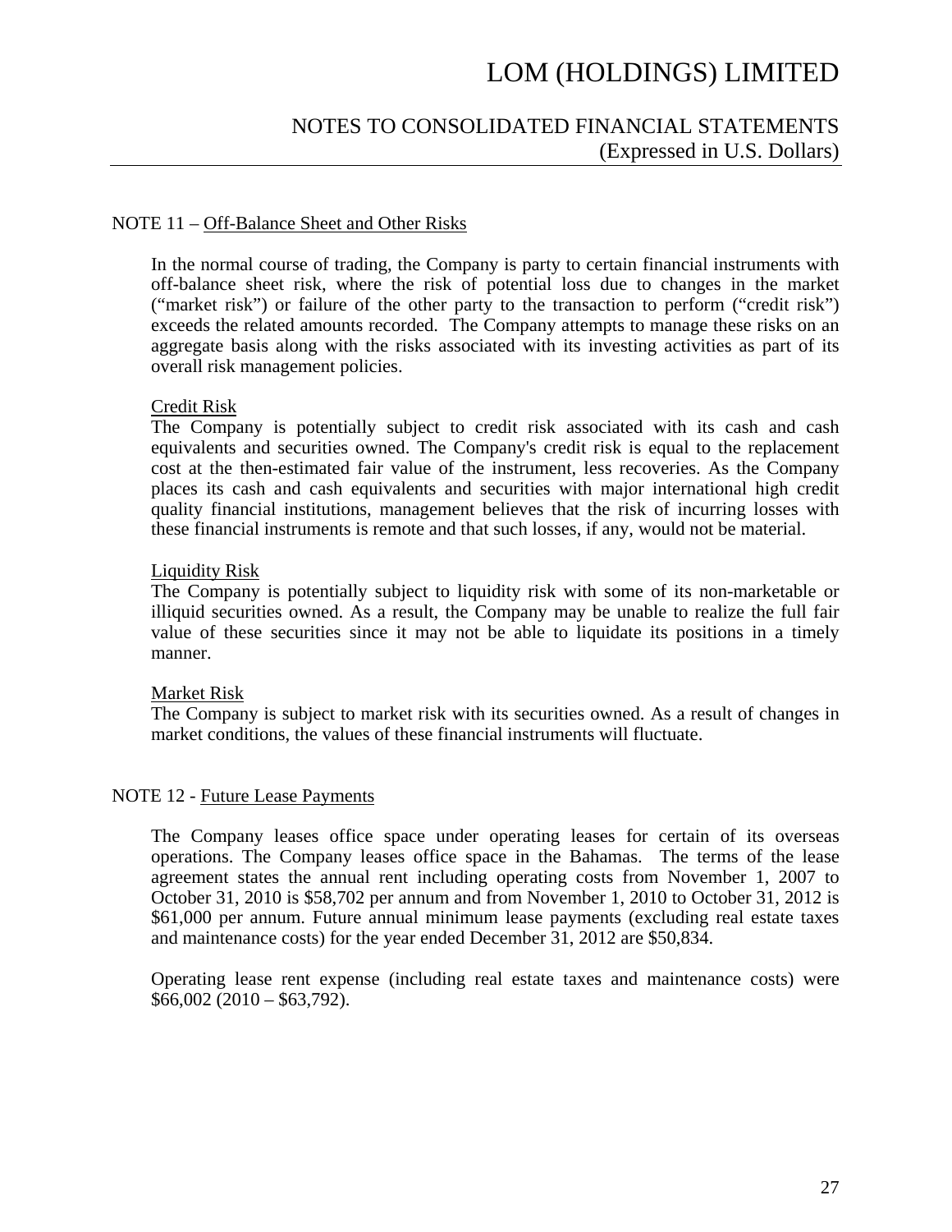## NOTE 11 – Off-Balance Sheet and Other Risks

In the normal course of trading, the Company is party to certain financial instruments with off-balance sheet risk, where the risk of potential loss due to changes in the market ("market risk") or failure of the other party to the transaction to perform ("credit risk") exceeds the related amounts recorded. The Company attempts to manage these risks on an aggregate basis along with the risks associated with its investing activities as part of its overall risk management policies.

### Credit Risk

The Company is potentially subject to credit risk associated with its cash and cash equivalents and securities owned. The Company's credit risk is equal to the replacement cost at the then-estimated fair value of the instrument, less recoveries. As the Company places its cash and cash equivalents and securities with major international high credit quality financial institutions, management believes that the risk of incurring losses with these financial instruments is remote and that such losses, if any, would not be material.

### Liquidity Risk

The Company is potentially subject to liquidity risk with some of its non-marketable or illiquid securities owned. As a result, the Company may be unable to realize the full fair value of these securities since it may not be able to liquidate its positions in a timely manner.

### Market Risk

The Company is subject to market risk with its securities owned. As a result of changes in market conditions, the values of these financial instruments will fluctuate.

## NOTE 12 - Future Lease Payments

The Company leases office space under operating leases for certain of its overseas operations. The Company leases office space in the Bahamas. The terms of the lease agreement states the annual rent including operating costs from November 1, 2007 to October 31, 2010 is $58,702 per annum and from November 1, 2010 to October 31, 2012 is $61,000 per annum. Future annual minimum lease payments (excluding real estate taxes and maintenance costs) for the year ended December 31, 2012 are $50,834.

Operating lease rent expense (including real estate taxes and maintenance costs) were $66,002 (2010 – $63,792).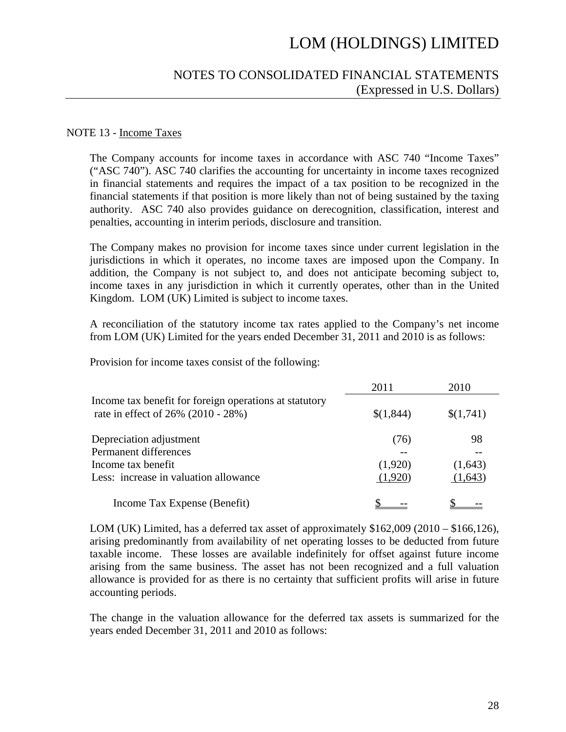# LOM (HOLDINGS) LIMITED

## NOTES TO CONSOLIDATED FINANCIAL STATEMENTS
(Expressed in U.S. Dollars)

NOTE 13 - Income Taxes

The Company accounts for income taxes in accordance with ASC 740 "Income Taxes" ("ASC 740"). ASC 740 clarifies the accounting for uncertainty in income taxes recognized in financial statements and requires the impact of a tax position to be recognized in the financial statements if that position is more likely than not of being sustained by the taxing authority. ASC 740 also provides guidance on derecognition, classification, interest and penalties, accounting in interim periods, disclosure and transition.

The Company makes no provision for income taxes since under current legislation in the jurisdictions in which it operates, no income taxes are imposed upon the Company. In addition, the Company is not subject to, and does not anticipate becoming subject to, income taxes in any jurisdiction in which it currently operates, other than in the United Kingdom. LOM (UK) Limited is subject to income taxes.

A reconciliation of the statutory income tax rates applied to the Company's net income from LOM (UK) Limited for the years ended December 31, 2011 and 2010 is as follows:

Provision for income taxes consist of the following:

| | 2011 | 2010 |
|---|---|---|
| Income tax benefit for foreign operations at statutory rate in effect of 26% (2010 - 28%) | $(1,844) | $(1,741) |
| Depreciation adjustment | (76) | 98 |
| Permanent differences | -- | -- |
| Income tax benefit | (1,920) | (1,643) |
| Less: increase in valuation allowance | (1,920) | (1,643) |
| Income Tax Expense (Benefit) | $ -- | $ -- |

LOM (UK) Limited, has a deferred tax asset of approximately $162,009 (2010 – $166,126), arising predominantly from availability of net operating losses to be deducted from future taxable income. These losses are available indefinitely for offset against future income arising from the same business. The asset has not been recognized and a full valuation allowance is provided for as there is no certainty that sufficient profits will arise in future accounting periods.

The change in the valuation allowance for the deferred tax assets is summarized for the years ended December 31, 2011 and 2010 as follows: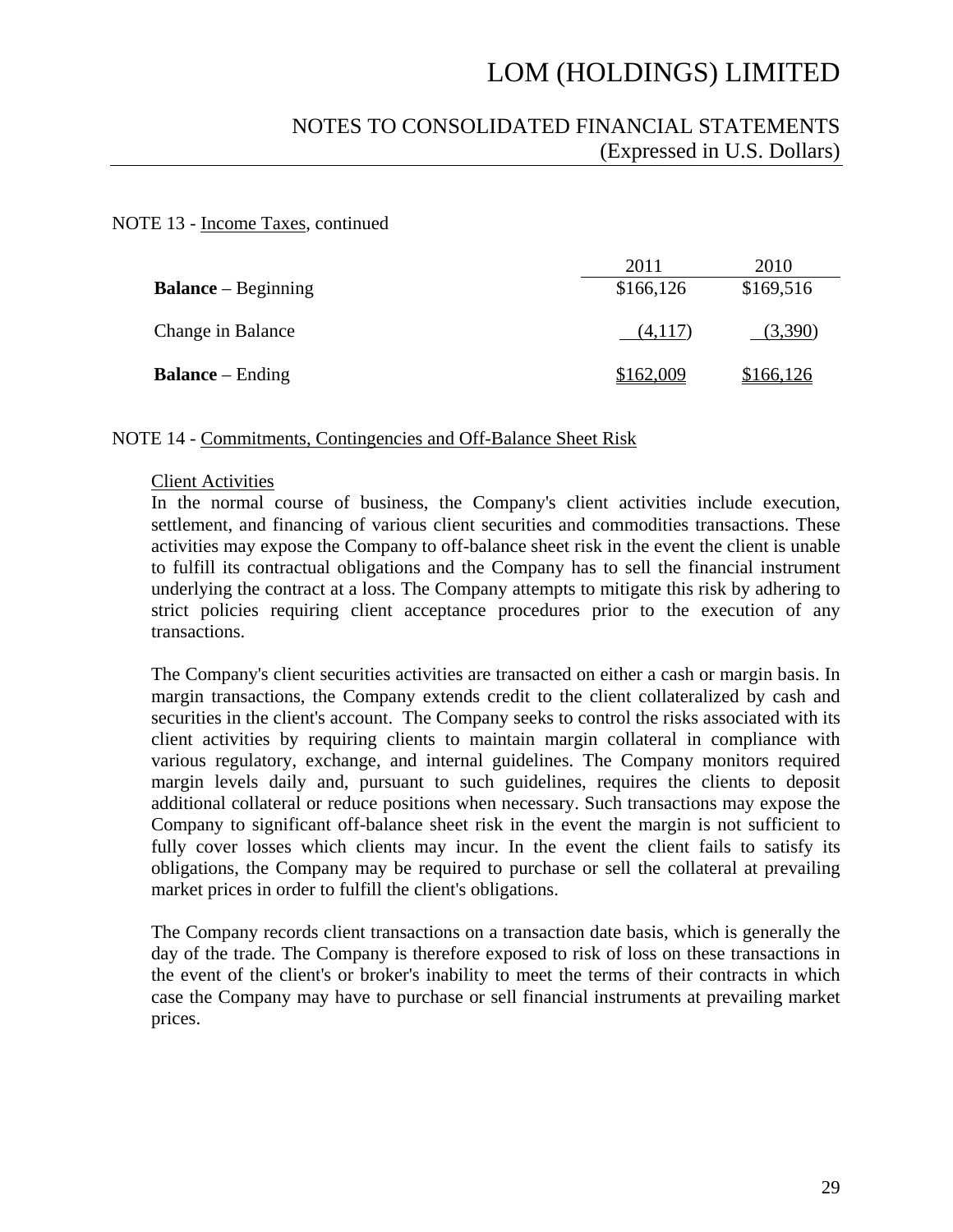NOTE 13 - Income Taxes, continued

| | 2011 | 2010 |
|---|---|---|
| **Balance** – Beginning | $166,126 | $169,516 |
| Change in Balance | (4,117) | (3,390) |
| **Balance** – Ending | $162,009 | $166,126 |

NOTE 14 - Commitments, Contingencies and Off-Balance Sheet Risk

Client Activities

In the normal course of business, the Company's client activities include execution, settlement, and financing of various client securities and commodities transactions. These activities may expose the Company to off-balance sheet risk in the event the client is unable to fulfill its contractual obligations and the Company has to sell the financial instrument underlying the contract at a loss. The Company attempts to mitigate this risk by adhering to strict policies requiring client acceptance procedures prior to the execution of any transactions.

The Company's client securities activities are transacted on either a cash or margin basis. In margin transactions, the Company extends credit to the client collateralized by cash and securities in the client's account. The Company seeks to control the risks associated with its client activities by requiring clients to maintain margin collateral in compliance with various regulatory, exchange, and internal guidelines. The Company monitors required margin levels daily and, pursuant to such guidelines, requires the clients to deposit additional collateral or reduce positions when necessary. Such transactions may expose the Company to significant off-balance sheet risk in the event the margin is not sufficient to fully cover losses which clients may incur. In the event the client fails to satisfy its obligations, the Company may be required to purchase or sell the collateral at prevailing market prices in order to fulfill the client's obligations.

The Company records client transactions on a transaction date basis, which is generally the day of the trade. The Company is therefore exposed to risk of loss on these transactions in the event of the client's or broker's inability to meet the terms of their contracts in which case the Company may have to purchase or sell financial instruments at prevailing market prices.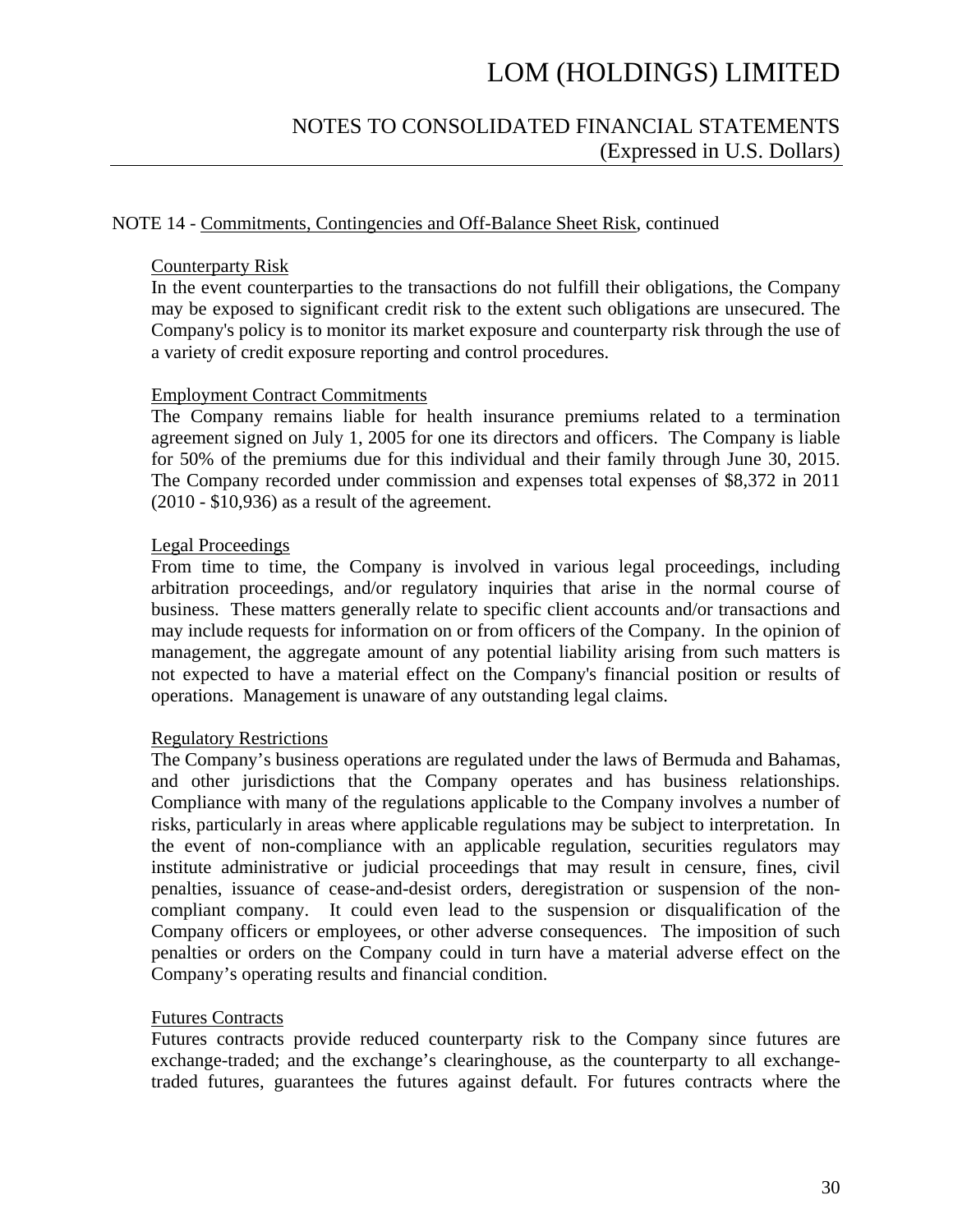NOTE 14 - Commitments, Contingencies and Off-Balance Sheet Risk, continued

Counterparty Risk

In the event counterparties to the transactions do not fulfill their obligations, the Company may be exposed to significant credit risk to the extent such obligations are unsecured. The Company's policy is to monitor its market exposure and counterparty risk through the use of a variety of credit exposure reporting and control procedures.

Employment Contract Commitments

The Company remains liable for health insurance premiums related to a termination agreement signed on July 1, 2005 for one its directors and officers. The Company is liable for 50% of the premiums due for this individual and their family through June 30, 2015. The Company recorded under commission and expenses total expenses of $8,372 in 2011 (2010 - $10,936) as a result of the agreement.

Legal Proceedings

From time to time, the Company is involved in various legal proceedings, including arbitration proceedings, and/or regulatory inquiries that arise in the normal course of business. These matters generally relate to specific client accounts and/or transactions and may include requests for information on or from officers of the Company. In the opinion of management, the aggregate amount of any potential liability arising from such matters is not expected to have a material effect on the Company's financial position or results of operations. Management is unaware of any outstanding legal claims.

Regulatory Restrictions

The Company's business operations are regulated under the laws of Bermuda and Bahamas, and other jurisdictions that the Company operates and has business relationships. Compliance with many of the regulations applicable to the Company involves a number of risks, particularly in areas where applicable regulations may be subject to interpretation. In the event of non-compliance with an applicable regulation, securities regulators may institute administrative or judicial proceedings that may result in censure, fines, civil penalties, issuance of cease-and-desist orders, deregistration or suspension of the non-compliant company. It could even lead to the suspension or disqualification of the Company officers or employees, or other adverse consequences. The imposition of such penalties or orders on the Company could in turn have a material adverse effect on the Company's operating results and financial condition.

Futures Contracts

Futures contracts provide reduced counterparty risk to the Company since futures are exchange-traded; and the exchange's clearinghouse, as the counterparty to all exchange-traded futures, guarantees the futures against default. For futures contracts where the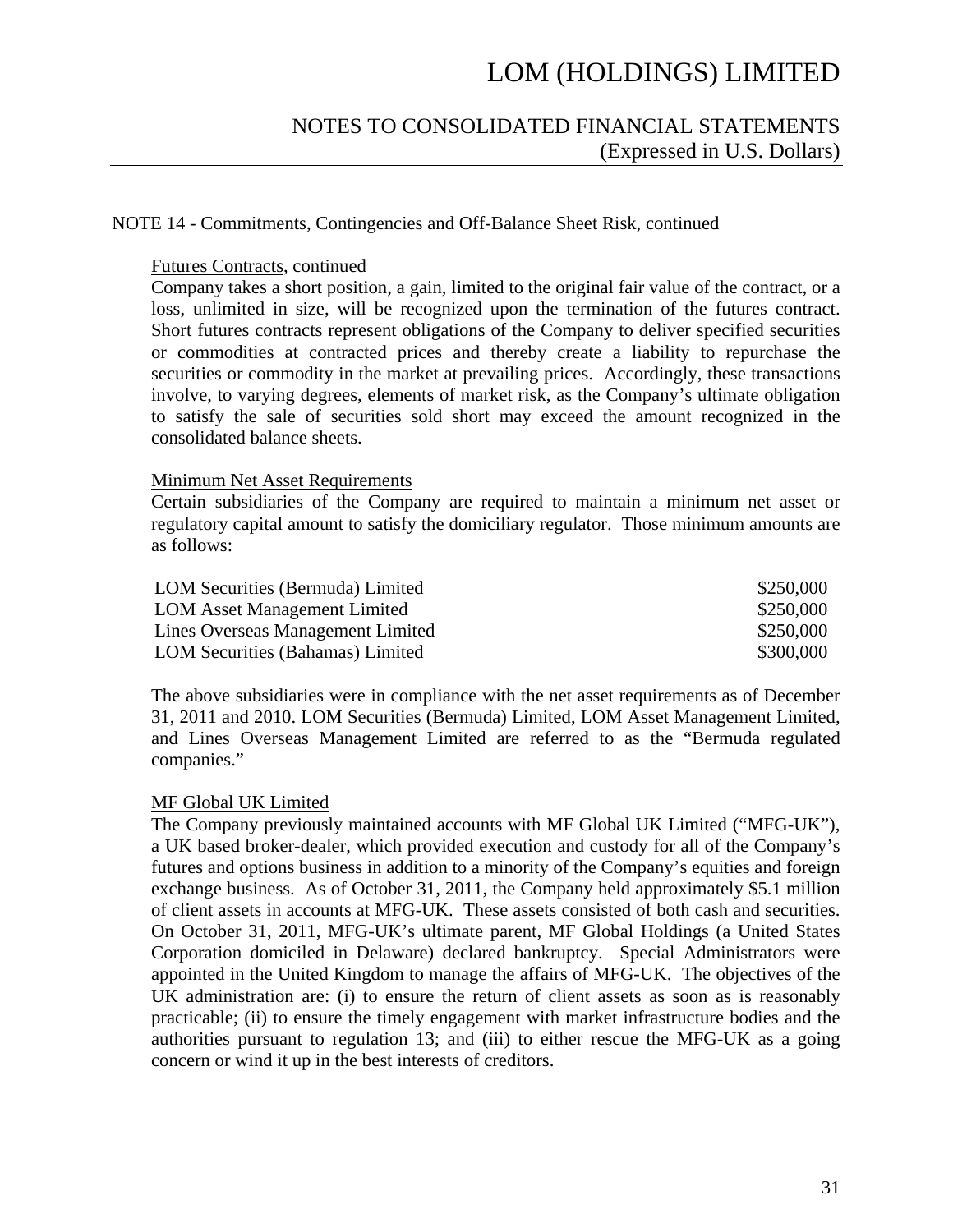NOTE 14 - Commitments, Contingencies and Off-Balance Sheet Risk, continued

Futures Contracts, continued

Company takes a short position, a gain, limited to the original fair value of the contract, or a loss, unlimited in size, will be recognized upon the termination of the futures contract. Short futures contracts represent obligations of the Company to deliver specified securities or commodities at contracted prices and thereby create a liability to repurchase the securities or commodity in the market at prevailing prices. Accordingly, these transactions involve, to varying degrees, elements of market risk, as the Company's ultimate obligation to satisfy the sale of securities sold short may exceed the amount recognized in the consolidated balance sheets.

Minimum Net Asset Requirements

Certain subsidiaries of the Company are required to maintain a minimum net asset or regulatory capital amount to satisfy the domiciliary regulator. Those minimum amounts are as follows:

| | |
|---|---|
| LOM Securities (Bermuda) Limited | \$250,000 |
| LOM Asset Management Limited | \$250,000 |
| Lines Overseas Management Limited | \$250,000 |
| LOM Securities (Bahamas) Limited | \$300,000 |

The above subsidiaries were in compliance with the net asset requirements as of December 31, 2011 and 2010. LOM Securities (Bermuda) Limited, LOM Asset Management Limited, and Lines Overseas Management Limited are referred to as the "Bermuda regulated companies."

MF Global UK Limited

The Company previously maintained accounts with MF Global UK Limited ("MFG-UK"), a UK based broker-dealer, which provided execution and custody for all of the Company's futures and options business in addition to a minority of the Company's equities and foreign exchange business. As of October 31, 2011, the Company held approximately \$5.1 million of client assets in accounts at MFG-UK. These assets consisted of both cash and securities. On October 31, 2011, MFG-UK's ultimate parent, MF Global Holdings (a United States Corporation domiciled in Delaware) declared bankruptcy. Special Administrators were appointed in the United Kingdom to manage the affairs of MFG-UK. The objectives of the UK administration are: (i) to ensure the return of client assets as soon as is reasonably practicable; (ii) to ensure the timely engagement with market infrastructure bodies and the authorities pursuant to regulation 13; and (iii) to either rescue the MFG-UK as a going concern or wind it up in the best interests of creditors.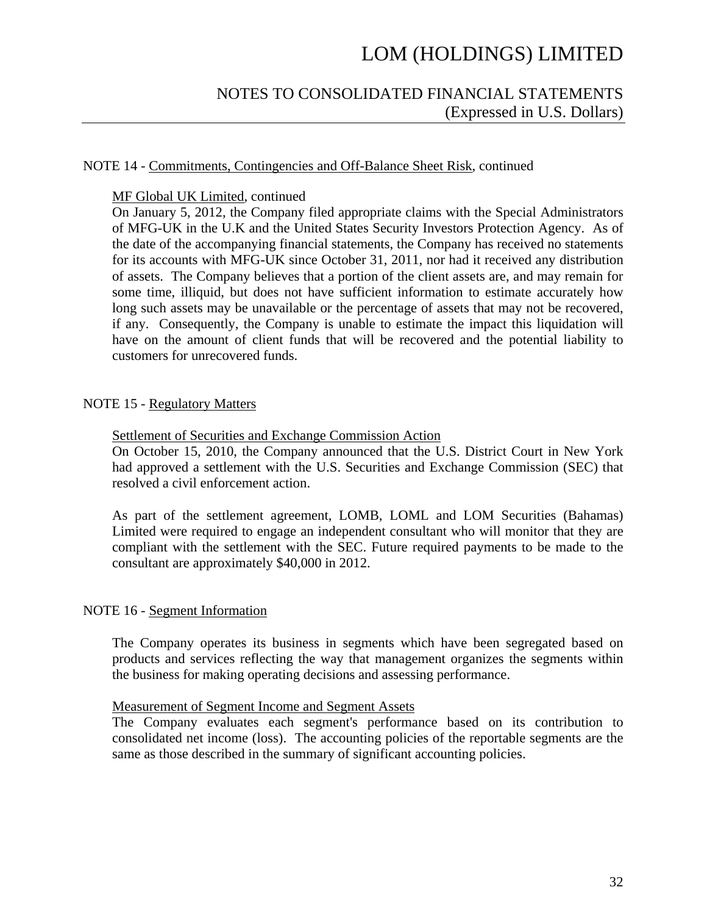NOTE 14 - Commitments, Contingencies and Off-Balance Sheet Risk, continued

MF Global UK Limited, continued

On January 5, 2012, the Company filed appropriate claims with the Special Administrators of MFG-UK in the U.K and the United States Security Investors Protection Agency. As of the date of the accompanying financial statements, the Company has received no statements for its accounts with MFG-UK since October 31, 2011, nor had it received any distribution of assets. The Company believes that a portion of the client assets are, and may remain for some time, illiquid, but does not have sufficient information to estimate accurately how long such assets may be unavailable or the percentage of assets that may not be recovered, if any. Consequently, the Company is unable to estimate the impact this liquidation will have on the amount of client funds that will be recovered and the potential liability to customers for unrecovered funds.

NOTE 15 - Regulatory Matters

Settlement of Securities and Exchange Commission Action

On October 15, 2010, the Company announced that the U.S. District Court in New York had approved a settlement with the U.S. Securities and Exchange Commission (SEC) that resolved a civil enforcement action.

As part of the settlement agreement, LOMB, LOML and LOM Securities (Bahamas) Limited were required to engage an independent consultant who will monitor that they are compliant with the settlement with the SEC. Future required payments to be made to the consultant are approximately $40,000 in 2012.

NOTE 16 - Segment Information

The Company operates its business in segments which have been segregated based on products and services reflecting the way that management organizes the segments within the business for making operating decisions and assessing performance.

Measurement of Segment Income and Segment Assets

The Company evaluates each segment's performance based on its contribution to consolidated net income (loss). The accounting policies of the reportable segments are the same as those described in the summary of significant accounting policies.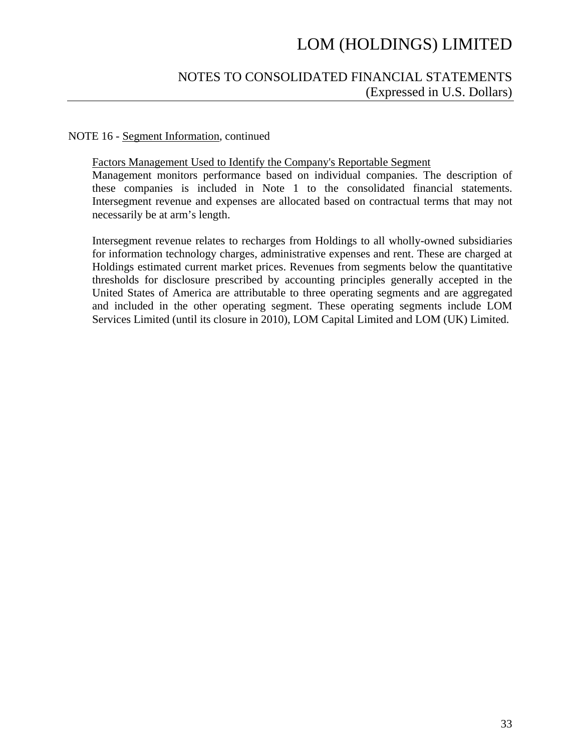NOTE 16 - Segment Information, continued

Factors Management Used to Identify the Company's Reportable Segment

Management monitors performance based on individual companies. The description of these companies is included in Note 1 to the consolidated financial statements. Intersegment revenue and expenses are allocated based on contractual terms that may not necessarily be at arm's length.

Intersegment revenue relates to recharges from Holdings to all wholly-owned subsidiaries for information technology charges, administrative expenses and rent. These are charged at Holdings estimated current market prices. Revenues from segments below the quantitative thresholds for disclosure prescribed by accounting principles generally accepted in the United States of America are attributable to three operating segments and are aggregated and included in the other operating segment. These operating segments include LOM Services Limited (until its closure in 2010), LOM Capital Limited and LOM (UK) Limited.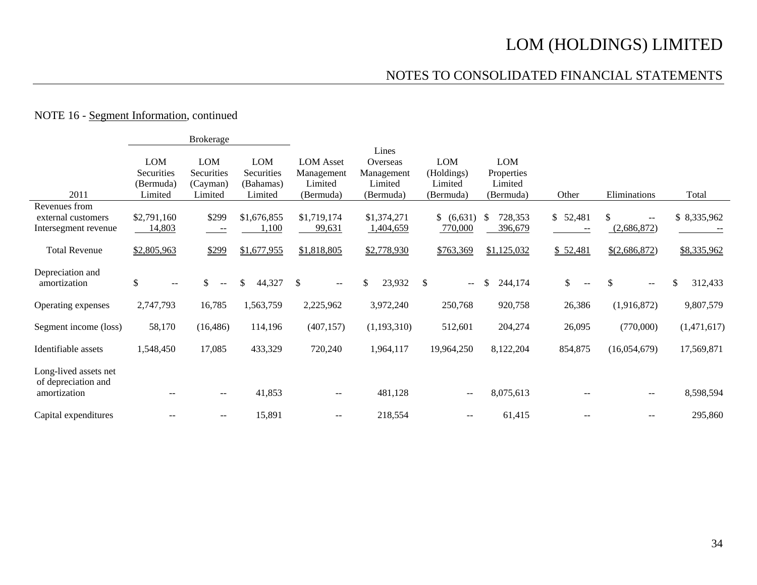NOTE 16 - Segment Information, continued

| | Brokerage | | | | | | | | | |
|---|---|---|---|---|---|---|---|---|---|---|
| 2011 | LOM Securities (Bermuda) Limited | LOM Securities (Cayman) Limited | LOM Securities (Bahamas) Limited | LOM Asset Management Limited (Bermuda) | Lines Overseas Management Limited (Bermuda) | LOM (Holdings) Limited (Bermuda) | LOM Properties Limited (Bermuda) | Other | Eliminations | Total |
| Revenues from external customers | $2,791,160 | $299 | $1,676,855 | $1,719,174 | $1,374,271 | $ (6,631) | $ 728,353 | $ 52,481 | $ -- | $ 8,335,962 |
| Intersegment revenue | 14,803 | -- | 1,100 | 99,631 | 1,404,659 | 770,000 | 396,679 | -- | (2,686,872) | -- |
| Total Revenue | $2,805,963 | $299 | $1,677,955 | $1,818,805 | $2,778,930 | $763,369 | $1,125,032 | $ 52,481 | $(2,686,872) | $8,335,962 |
| Depreciation and amortization | $ -- | $ -- | $ 44,327 | $ -- | $ 23,932 | $ -- | $ 244,174 | $ -- | $ -- | $ 312,433 |
| Operating expenses | 2,747,793 | 16,785 | 1,563,759 | 2,225,962 | 3,972,240 | 250,768 | 920,758 | 26,386 | (1,916,872) | 9,807,579 |
| Segment income (loss) | 58,170 | (16,486) | 114,196 | (407,157) | (1,193,310) | 512,601 | 204,274 | 26,095 | (770,000) | (1,471,617) |
| Identifiable assets | 1,548,450 | 17,085 | 433,329 | 720,240 | 1,964,117 | 19,964,250 | 8,122,204 | 854,875 | (16,054,679) | 17,569,871 |
| Long-lived assets net of depreciation and amortization | -- | -- | 41,853 | -- | 481,128 | -- | 8,075,613 | -- | -- | 8,598,594 |
| Capital expenditures | -- | -- | 15,891 | -- | 218,554 | -- | 61,415 | -- | -- | 295,860 |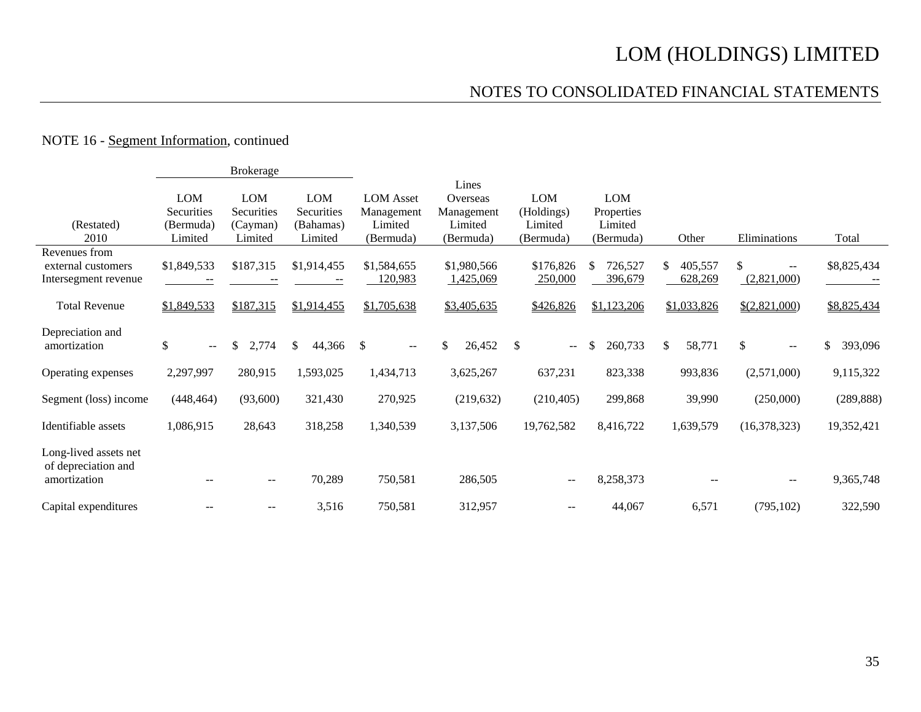NOTE 16 - Segment Information, continued

| (Restated) 2010 | Brokerage LOM Securities (Bermuda) Limited | LOM Securities (Cayman) Limited | LOM Securities (Bahamas) Limited | LOM Asset Management Limited (Bermuda) | Lines Overseas Management Limited (Bermuda) | LOM (Holdings) Limited (Bermuda) | LOM Properties Limited (Bermuda) | Other | Eliminations | Total |
|---|---|---|---|---|---|---|---|---|---|---|
| Revenues from external customers | $1,849,533 | $187,315 | $1,914,455 | $1,584,655 | $1,980,566 | $176,826 | $ 726,527 | $ 405,557 | $ -- | $8,825,434 |
| Intersegment revenue | -- | -- | -- | 120,983 | 1,425,069 | 250,000 | 396,679 | 628,269 | (2,821,000) | -- |
| Total Revenue | $1,849,533 | $187,315 | $1,914,455 | $1,705,638 | $3,405,635 | $426,826 | $1,123,206 | $1,033,826 | $(2,821,000) | $8,825,434 |
| Depreciation and amortization | $ -- | $ 2,774 | $ 44,366 | $ -- | $ 26,452 | $ -- | $ 260,733 | $ 58,771 | $ -- | $ 393,096 |
| Operating expenses | 2,297,997 | 280,915 | 1,593,025 | 1,434,713 | 3,625,267 | 637,231 | 823,338 | 993,836 | (2,571,000) | 9,115,322 |
| Segment (loss) income | (448,464) | (93,600) | 321,430 | 270,925 | (219,632) | (210,405) | 299,868 | 39,990 | (250,000) | (289,888) |
| Identifiable assets | 1,086,915 | 28,643 | 318,258 | 1,340,539 | 3,137,506 | 19,762,582 | 8,416,722 | 1,639,579 | (16,378,323) | 19,352,421 |
| Long-lived assets net of depreciation and amortization | -- | -- | 70,289 | 750,581 | 286,505 | -- | 8,258,373 | -- | -- | 9,365,748 |
| Capital expenditures | -- | -- | 3,516 | 750,581 | 312,957 | -- | 44,067 | 6,571 | (795,102) | 322,590 |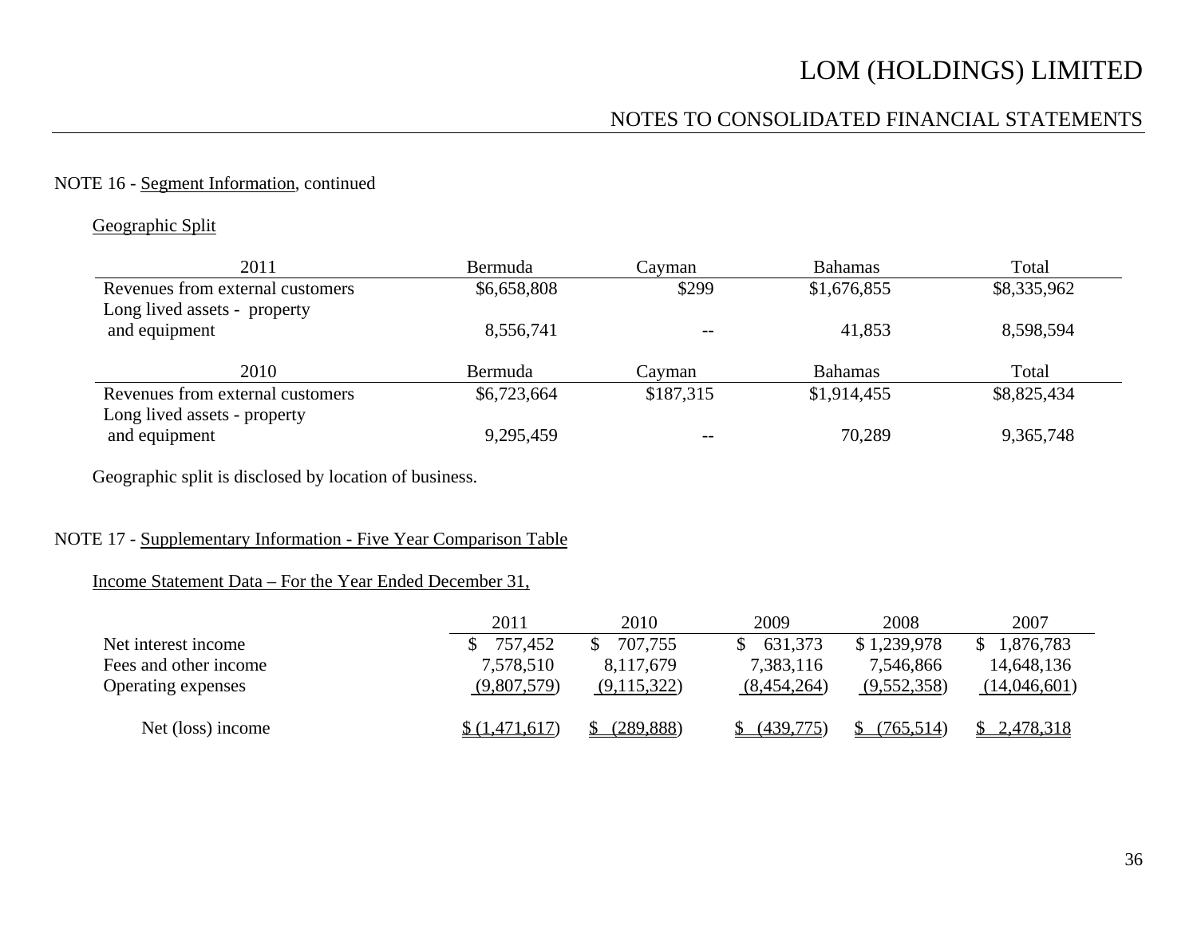NOTE 16 - Segment Information, continued

Geographic Split

| 2011 | Bermuda | Cayman | Bahamas | Total |
|---|---|---|---|---|
| Revenues from external customers | $6,658,808 | $299 | $1,676,855 | $8,335,962 |
| Long lived assets - property and equipment | 8,556,741 | -- | 41,853 | 8,598,594 |

| 2010 | Bermuda | Cayman | Bahamas | Total |
|---|---|---|---|---|
| Revenues from external customers | $6,723,664 | $187,315 | $1,914,455 | $8,825,434 |
| Long lived assets - property and equipment | 9,295,459 | -- | 70,289 | 9,365,748 |

Geographic split is disclosed by location of business.

NOTE 17 - Supplementary Information - Five Year Comparison Table

Income Statement Data – For the Year Ended December 31,

| | 2011 | 2010 | 2009 | 2008 | 2007 |
|---|---|---|---|---|---|
| Net interest income | $ 757,452 | $ 707,755 | $ 631,373 | $ 1,239,978 | $ 1,876,783 |
| Fees and other income | 7,578,510 | 8,117,679 | 7,383,116 | 7,546,866 | 14,648,136 |
| Operating expenses | (9,807,579) | (9,115,322) | (8,454,264) | (9,552,358) | (14,046,601) |
| Net (loss) income | $ (1,471,617) | $ (289,888) | $ (439,775) | $ (765,514) | $ 2,478,318 |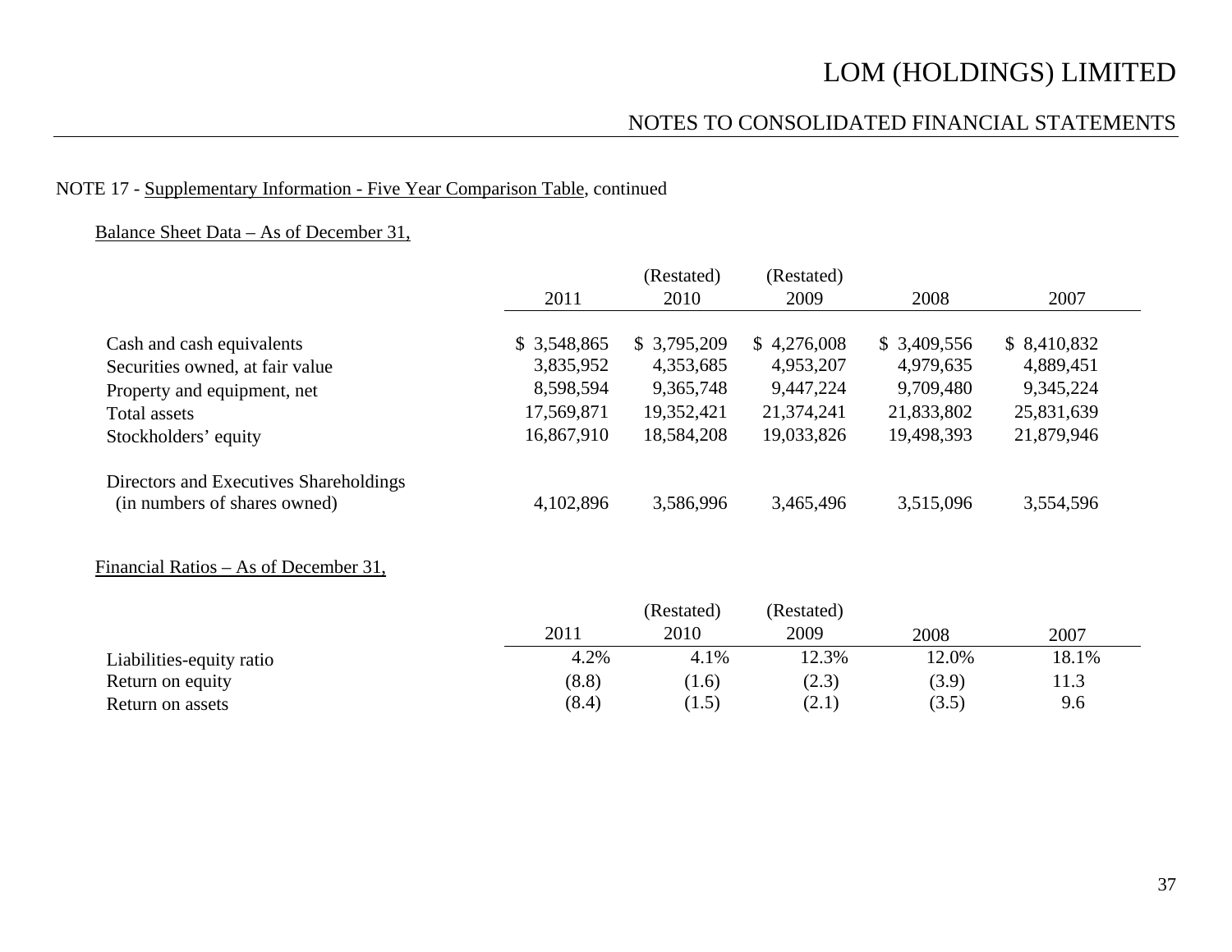NOTE 17 - Supplementary Information - Five Year Comparison Table, continued

Balance Sheet Data – As of December 31,

| | 2011 | (Restated) 2010 | (Restated) 2009 | 2008 | 2007 |
|---|---|---|---|---|---|
| Cash and cash equivalents | $ 3,548,865 | $ 3,795,209 | $ 4,276,008 | $ 3,409,556 | $ 8,410,832 |
| Securities owned, at fair value | 3,835,952 | 4,353,685 | 4,953,207 | 4,979,635 | 4,889,451 |
| Property and equipment, net | 8,598,594 | 9,365,748 | 9,447,224 | 9,709,480 | 9,345,224 |
| Total assets | 17,569,871 | 19,352,421 | 21,374,241 | 21,833,802 | 25,831,639 |
| Stockholders' equity | 16,867,910 | 18,584,208 | 19,033,826 | 19,498,393 | 21,879,946 |
| Directors and Executives Shareholdings (in numbers of shares owned) | 4,102,896 | 3,586,996 | 3,465,496 | 3,515,096 | 3,554,596 |

Financial Ratios – As of December 31,

| | 2011 | (Restated) 2010 | (Restated) 2009 | 2008 | 2007 |
|---|---|---|---|---|---|
| Liabilities-equity ratio | 4.2% | 4.1% | 12.3% | 12.0% | 18.1% |
| Return on equity | (8.8) | (1.6) | (2.3) | (3.9) | 11.3 |
| Return on assets | (8.4) | (1.5) | (2.1) | (3.5) | 9.6 |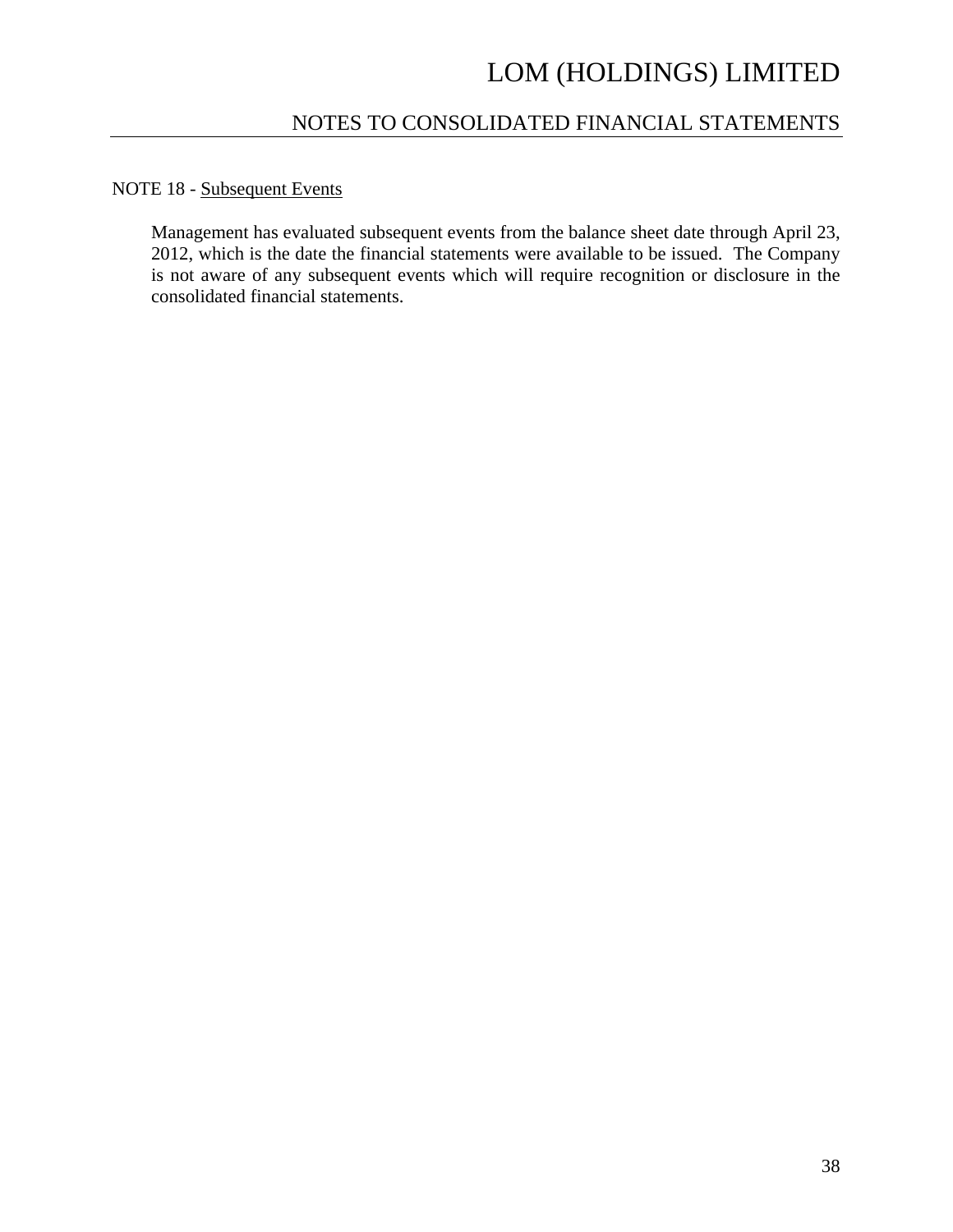NOTE 18 - Subsequent Events

Management has evaluated subsequent events from the balance sheet date through April 23, 2012, which is the date the financial statements were available to be issued. The Company is not aware of any subsequent events which will require recognition or disclosure in the consolidated financial statements.